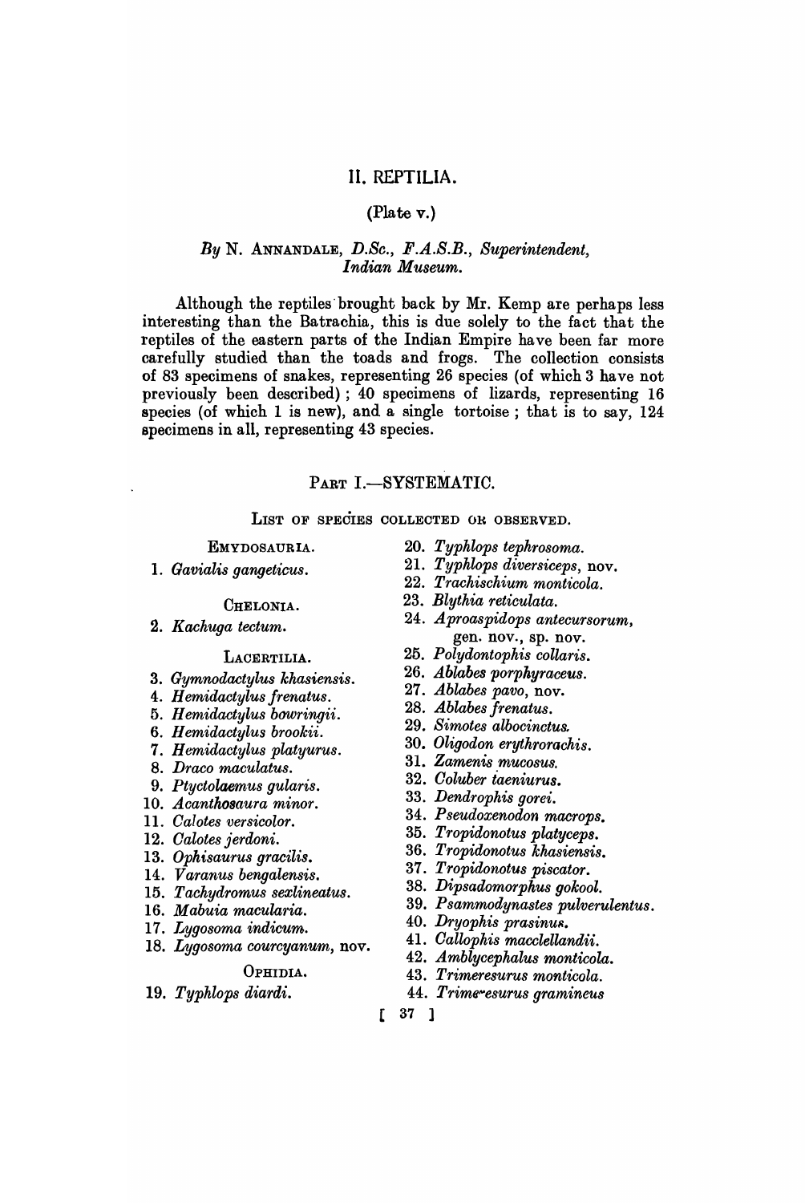# II. REPTILIA.

(Plate v.)

*By* N. ANNANDALE, *D.Sc., F.A.S.B., Superintendent, Indian Museum.*

Although the reptiles brought back by Mr. Kemp are perhaps less interesting than the Batrachia, this is due solely to the fact that the reptiles of the eastern parts of the Indian Empire have been far more carefully studied than the toads and frogs. The collection consists of 83 specimens of snakes, representing 26 species (of which 3 have not previously been described) ; 40 specimens of lizards, representing 16 species (of which 1 is new), and a single tortoise ; that is to say, 124 specimens in all, representing 43 species.

## PART I.—SYSTEMATIC.

### LIST OF SPECIES COLLECTED OR OBSERVED.

EMYDOSAURIA.

1. *Gavialis gangeticus.*

CHELONIA.

2. *Kachuga tectum.*

LACERTILIA.

3. *Gymnodactylus khasiensis.*
4. *Hemidactylus frenatus.*
5. *Hemidactylus bowringii.*
6. *Hemidactylus brookii.*
7. *Hemidactylus platyurus.*
8. *Draco maculatus.*
9. *Ptyctolaemus gularis.*
10. *Acanthosaura minor.*
11. *Calotes versicolor.*
12. *Calotes jerdoni.*
13. *Ophisaurus gracilis.*
14. *Varanus bengalensis.*
15. *Tachydromus sexlineatus.*
16. *Mabuia macularia.*
17. *Lygosoma indicum.*
18. *Lygosoma courcyanum,* nov.

OPHIDIA.

19. *Typhlops diardi.*
20. *Typhlops tephrosoma.*
21. *Typhlops diversiceps,* nov.
22. *Trachischium monticola.*
23. *Blythia reticulata.*
24. *Aproaspidops antecursorum,* gen. nov., sp. nov.
25. *Polydontophis collaris.*
26. *Ablabes porphyraceus.*
27. *Ablabes pavo,* nov.
28. *Ablabes frenatus.*
29. *Simotes albocinctus.*
30. *Oligodon erythrorachis.*
31. *Zamenis mucosus.*
32. *Coluber taeniurus.*
33. *Dendrophis gorei.*
34. *Pseudoxenodon macrops.*
35. *Tropidonotus platyceps.*
36. *Tropidonotus khasiensis.*
37. *Tropidonotus piscator.*
38. *Dipsadomorphus gokool.*
39. *Psammodynastes pulverulentus.*
40. *Dryophis prasinus.*
41. *Callophis macclellandii.*
42. *Amblycephalus monticola.*
43. *Trimeresurus monticola.*
44. *Trimeresurus gramineus*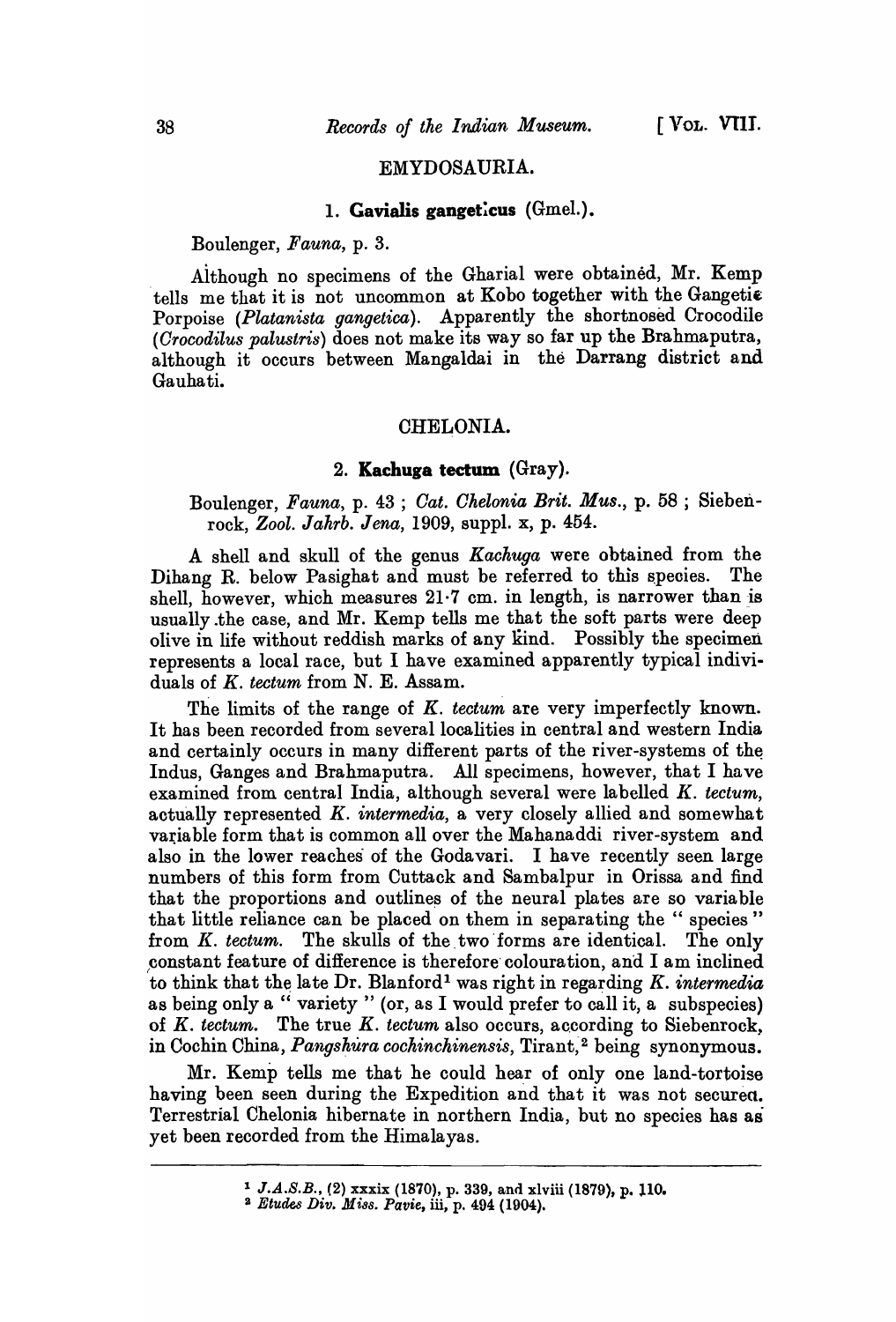## EMYDOSAURIA.

### 1. **Gavialis gangeticus** (Gmel.).

Boulenger, *Fauna*, p. 3.

Although no specimens of the Gharial were obtained, Mr. Kemp tells me that it is not uncommon at Kobo together with the Gangetic Porpoise (*Platanista gangetica*). Apparently the shortnosed Crocodile (*Crocodilus palustris*) does not make its way so far up the Brahmaputra, although it occurs between Mangaldai in the Darrang district and Gauhati.

## CHELONIA.

### 2. **Kachuga tectum** (Gray).

Boulenger, *Fauna*, p. 43 ; *Cat. Chelonia Brit. Mus.*, p. 58 ; Siebenrock, *Zool. Jahrb. Jena*, 1909, suppl. x, p. 454.

A shell and skull of the genus *Kachuga* were obtained from the Dihang R. below Pasighat and must be referred to this species. The shell, however, which measures 21·7 cm. in length, is narrower than is usually the case, and Mr. Kemp tells me that the soft parts were deep olive in life without reddish marks of any kind. Possibly the specimen represents a local race, but I have examined apparently typical individuals of *K. tectum* from N. E. Assam.

The limits of the range of *K. tectum* are very imperfectly known. It has been recorded from several localities in central and western India and certainly occurs in many different parts of the river-systems of the Indus, Ganges and Brahmaputra. All specimens, however, that I have examined from central India, although several were labelled *K. tectum*, actually represented *K. intermedia*, a very closely allied and somewhat variable form that is common all over the Mahanaddi river-system and also in the lower reaches of the Godavari. I have recently seen large numbers of this form from Cuttack and Sambalpur in Orissa and find that the proportions and outlines of the neural plates are so variable that little reliance can be placed on them in separating the " species " from *K. tectum*. The skulls of the two forms are identical. The only constant feature of difference is therefore colouration, and I am inclined to think that the late Dr. Blanford[1] was right in regarding *K. intermedia* as being only a " variety " (or, as I would prefer to call it, a subspecies) of *K. tectum*. The true *K. tectum* also occurs, according to Siebenrock, in Cochin China, *Pangshura cochinchinensis*, Tirant,[2] being synonymous.

Mr. Kemp tells me that he could hear of only one land-tortoise having been seen during the Expedition and that it was not secured. Terrestrial Chelonia hibernate in northern India, but no species has as yet been recorded from the Himalayas.

---

[1] *J.A.S.B.*, (2) xxxix (1870), p. 339, and xlviii (1879), p. 110.

[2] *Etudes Div. Miss. Pavie*, iii, p. 494 (1904).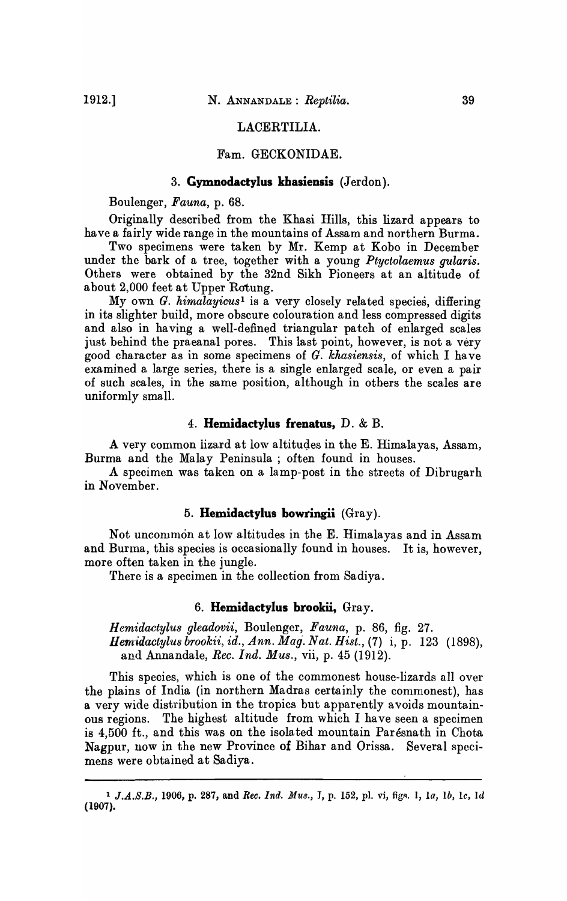## LACERTILIA.

### Fam. GECKONIDAE.

#### 3. **Gymnodactylus khasiensis** (Jerdon).

Boulenger, *Fauna*, p. 68.

Originally described from the Khasi Hills, this lizard appears to have a fairly wide range in the mountains of Assam and northern Burma.

Two specimens were taken by Mr. Kemp at Kobo in December under the bark of a tree, together with a young *Ptyctolaemus gularis*. Others were obtained by the 32nd Sikh Pioneers at an altitude of about 2,000 feet at Upper Rotung.

My own *G. himalayicus*[1] is a very closely related species, differing in its slighter build, more obscure colouration and less compressed digits and also in having a well-defined triangular patch of enlarged scales just behind the praeanal pores. This last point, however, is not a very good character as in some specimens of *G. khasiensis*, of which I have examined a large series, there is a single enlarged scale, or even a pair of such scales, in the same position, although in others the scales are uniformly small.

#### 4. **Hemidactylus frenatus,** D. & B.

A very common lizard at low altitudes in the E. Himalayas, Assam, Burma and the Malay Peninsula ; often found in houses.

A specimen was taken on a lamp-post in the streets of Dibrugarh in November.

#### 5. **Hemidactylus bowringii** (Gray).

Not uncommon at low altitudes in the E. Himalayas and in Assam and Burma, this species is occasionally found in houses. It is, however, more often taken in the jungle.

There is a specimen in the collection from Sadiya.

#### 6. **Hemidactylus brookii,** Gray.

*Hemidactylus gleadovii*, Boulenger, *Fauna*, p. 86, fig. 27.
*Hemidactylus brookii*, *id.*, *Ann. Mag. Nat. Hist.*, (7) i, p. 123 (1898), and Annandale, *Rec. Ind. Mus.*, vii, p. 45 (1912).

This species, which is one of the commonest house-lizards all over the plains of India (in northern Madras certainly the commonest), has a very wide distribution in the tropics but apparently avoids mountainous regions. The highest altitude from which I have seen a specimen is 4,500 ft., and this was on the isolated mountain Parésnath in Chota Nagpur, now in the new Province of Bihar and Orissa. Several specimens were obtained at Sadiya.

---

[1] *J.A.S.B.*, 1906, p. 287, and *Rec. Ind. Mus.*, I, p. 152, pl. vi, figs. 1, 1*a*, 1*b*, 1*c*, 1*d* (1907).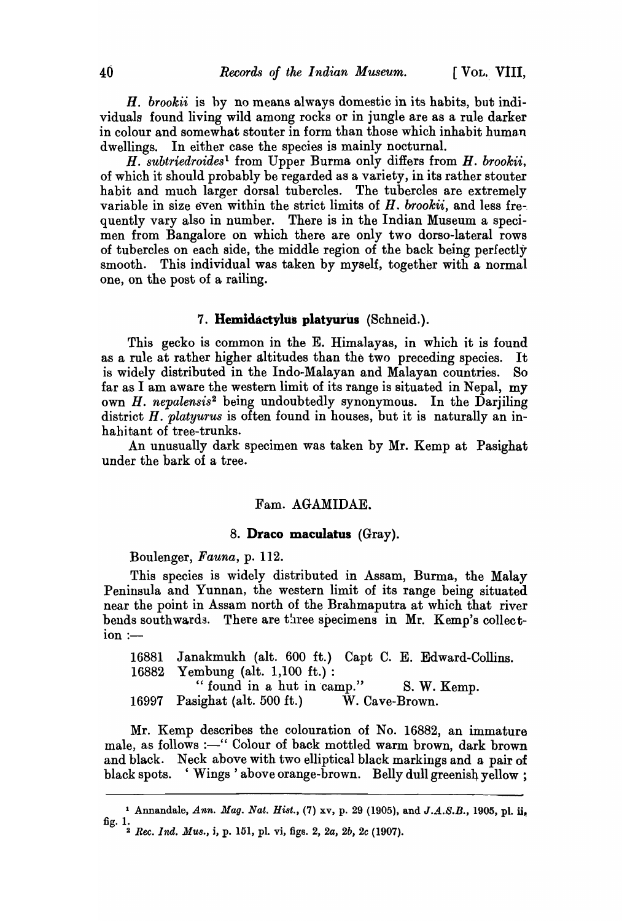*H. brookii* is by no means always domestic in its habits, but individuals found living wild among rocks or in jungle are as a rule darker in colour and somewhat stouter in form than those which inhabit human dwellings. In either case the species is mainly nocturnal.

*H. subtriedroides*[1] from Upper Burma only differs from *H. brookii*, of which it should probably be regarded as a variety, in its rather stouter habit and much larger dorsal tubercles. The tubercles are extremely variable in size even within the strict limits of *H. brookii*, and less frequently vary also in number. There is in the Indian Museum a specimen from Bangalore on which there are only two dorso-lateral rows of tubercles on each side, the middle region of the back being perfectly smooth. This individual was taken by myself, together with a normal one, on the post of a railing.

### 7. **Hemidactylus platyurus** (Schneid.).

This gecko is common in the E. Himalayas, in which it is found as a rule at rather higher altitudes than the two preceding species. It is widely distributed in the Indo-Malayan and Malayan countries. So far as I am aware the western limit of its range is situated in Nepal, my own *H. nepalensis*[2] being undoubtedly synonymous. In the Darjiling district *H. platyurus* is often found in houses, but it is naturally an inhabitant of tree-trunks.

An unusually dark specimen was taken by Mr. Kemp at Pasighat under the bark of a tree.

## Fam. AGAMIDAE.

### 8. **Draco maculatus** (Gray).

Boulenger, *Fauna*, p. 112.

This species is widely distributed in Assam, Burma, the Malay Peninsula and Yunnan, the western limit of its range being situated near the point in Assam north of the Brahmaputra at which that river bends southwards. There are three specimens in Mr. Kemp's collection :—

16881 Janakmukh (alt. 600 ft.) Capt C. E. Edward-Collins.
16882 Yembung (alt. 1,100 ft.) :
"found in a hut in camp." S. W. Kemp.
16997 Pasighat (alt. 500 ft.) W. Cave-Brown.

Mr. Kemp describes the colouration of No. 16882, an immature male, as follows :—" Colour of back mottled warm brown, dark brown and black. Neck above with two elliptical black markings and a pair of black spots. 'Wings' above orange-brown. Belly dull greenish yellow ;

---

[1] Annandale, *Ann. Mag. Nat. Hist.*, (7) xv, p. 29 (1905), and *J.A.S.B.*, 1905, pl. ii, fig. 1.

[2] *Rec. Ind. Mus.*, i, p. 151, pl. vi, figs. 2, 2*a*, 2*b*, 2*c* (1907).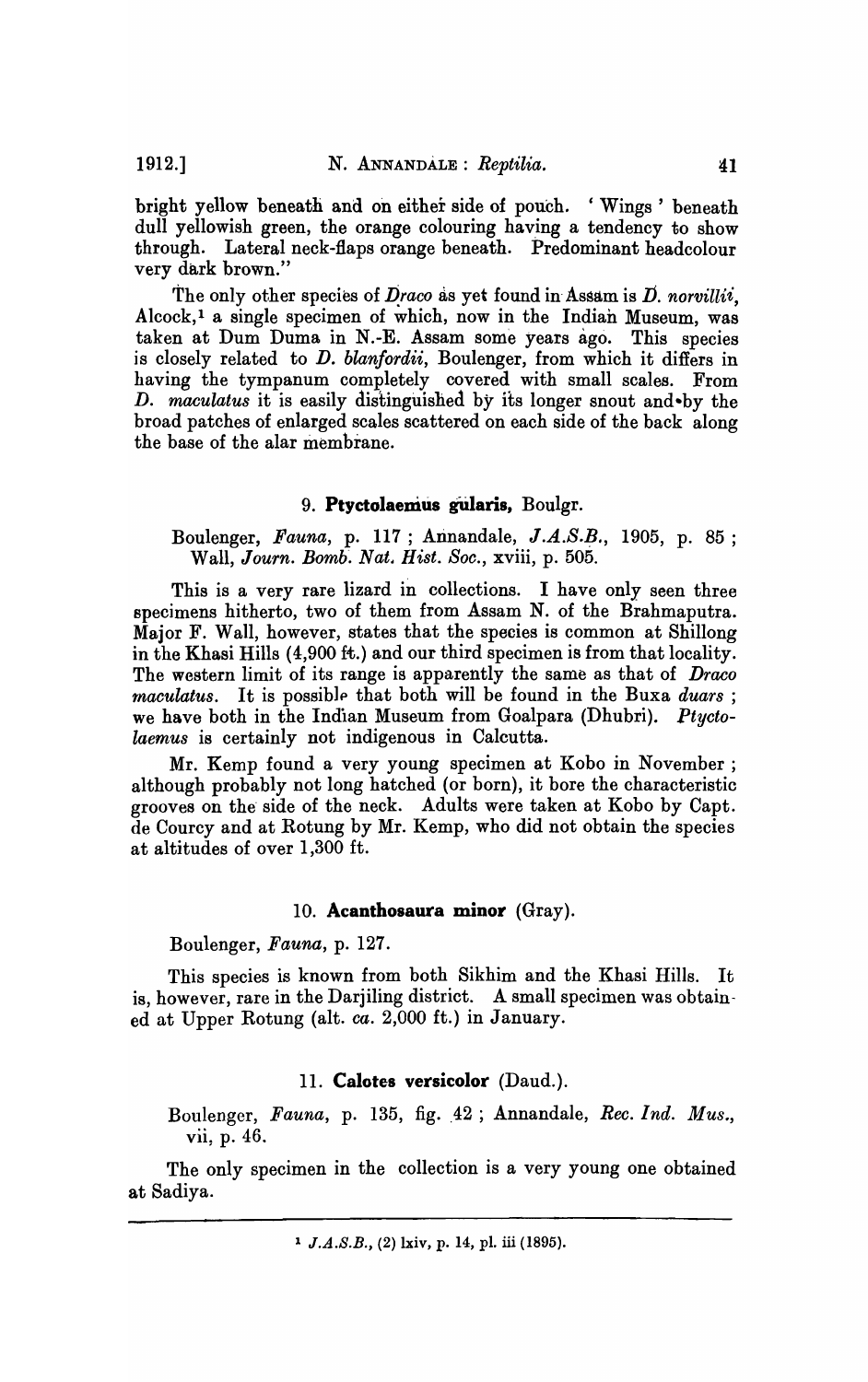bright yellow beneath and on either side of pouch. 'Wings' beneath dull yellowish green, the orange colouring having a tendency to show through. Lateral neck-flaps orange beneath. Predominant headcolour very dark brown."

The only other species of *Draco* as yet found in Assam is *D. norvillii*, Alcock,[1] a single specimen of which, now in the Indian Museum, was taken at Dum Duma in N.-E. Assam some years ago. This species is closely related to *D. blanfordii*, Boulenger, from which it differs in having the tympanum completely covered with small scales. From *D. maculatus* it is easily distinguished by its longer snout and by the broad patches of enlarged scales scattered on each side of the back along the base of the alar membrane.

### 9. **Ptyctolaemus gularis**, Boulgr.

Boulenger, *Fauna*, p. 117; Annandale, *J.A.S.B.*, 1905, p. 85; Wall, *Journ. Bomb. Nat. Hist. Soc.*, xviii, p. 505.

This is a very rare lizard in collections. I have only seen three specimens hitherto, two of them from Assam N. of the Brahmaputra. Major F. Wall, however, states that the species is common at Shillong in the Khasi Hills (4,900 ft.) and our third specimen is from that locality. The western limit of its range is apparently the same as that of *Draco maculatus*. It is possible that both will be found in the Buxa *duars*; we have both in the Indian Museum from Goalpara (Dhubri). *Ptyctolaemus* is certainly not indigenous in Calcutta.

Mr. Kemp found a very young specimen at Kobo in November; although probably not long hatched (or born), it bore the characteristic grooves on the side of the neck. Adults were taken at Kobo by Capt. de Courcy and at Rotung by Mr. Kemp, who did not obtain the species at altitudes of over 1,300 ft.

### 10. **Acanthosaura minor** (Gray).

Boulenger, *Fauna*, p. 127.

This species is known from both Sikhim and the Khasi Hills. It is, however, rare in the Darjiling district. A small specimen was obtained at Upper Rotung (alt. *ca.* 2,000 ft.) in January.

### 11. **Calotes versicolor** (Daud.).

Boulenger, *Fauna*, p. 135, fig. 42; Annandale, *Rec. Ind. Mus.*, vii, p. 46.

The only specimen in the collection is a very young one obtained at Sadiya.

---

[1] *J.A.S.B.*, (2) lxiv, p. 14, pl. iii (1895).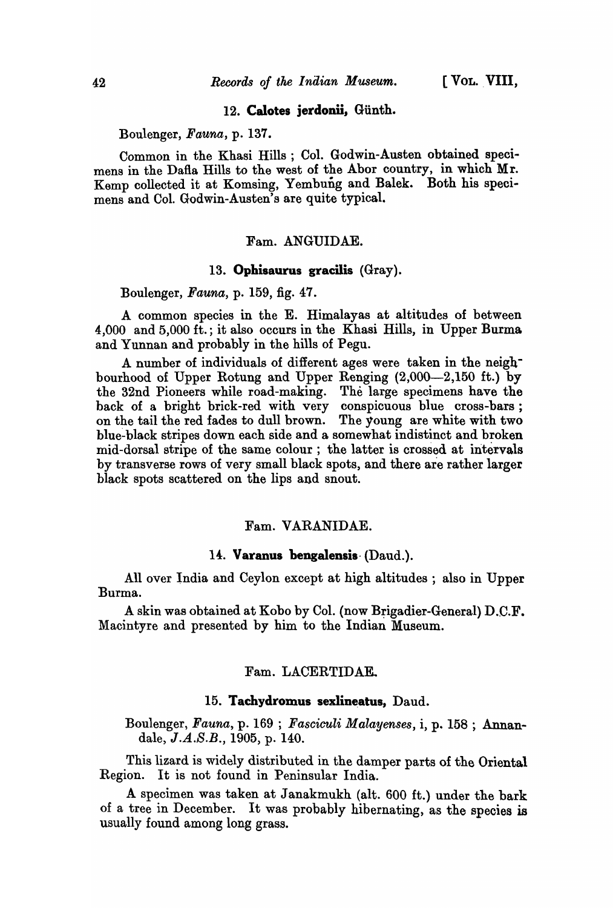### 12. **Calotes jerdonii**, Günth.

Boulenger, *Fauna*, p. 137.

Common in the Khasi Hills ; Col. Godwin-Austen obtained specimens in the Dafla Hills to the west of the Abor country, in which Mr. Kemp collected it at Komsing, Yembung and Balek. Both his specimens and Col. Godwin-Austen's are quite typical.

## Fam. ANGUIDAE.

### 13. **Ophisaurus gracilis** (Gray).

Boulenger, *Fauna*, p. 159, fig. 47.

A common species in the E. Himalayas at altitudes of between 4,000 and 5,000 ft. ; it also occurs in the Khasi Hills, in Upper Burma and Yunnan and probably in the hills of Pegu.

A number of individuals of different ages were taken in the neighbourhood of Upper Rotung and Upper Renging (2,000—2,150 ft.) by the 32nd Pioneers while road-making. The large specimens have the back of a bright brick-red with very conspicuous blue cross-bars ; on the tail the red fades to dull brown. The young are white with two blue-black stripes down each side and a somewhat indistinct and broken mid-dorsal stripe of the same colour ; the latter is crossed at intervals by transverse rows of very small black spots, and there are rather larger black spots scattered on the lips and snout.

## Fam. VARANIDAE.

### 14. **Varanus bengalensis** (Daud.).

All over India and Ceylon except at high altitudes ; also in Upper Burma.

A skin was obtained at Kobo by Col. (now Brigadier-General) D.C.F. Macintyre and presented by him to the Indian Museum.

## Fam. LACERTIDAE.

### 15. **Tachydromus sexlineatus**, Daud.

Boulenger, *Fauna*, p. 169 ; *Fasciculi Malayenses*, i, p. 158 ; Annandale, *J.A.S.B.*, 1905, p. 140.

This lizard is widely distributed in the damper parts of the Oriental Region. It is not found in Peninsular India.

A specimen was taken at Janakmukh (alt. 600 ft.) under the bark of a tree in December. It was probably hibernating, as the species is usually found among long grass.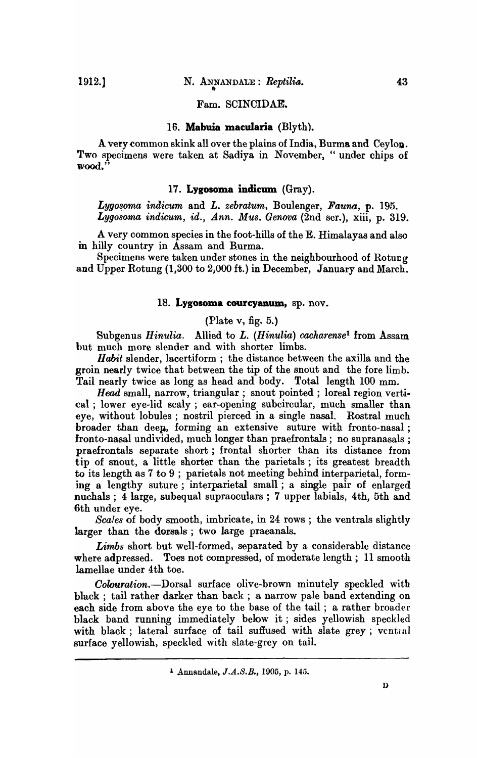## Fam. SCINCIDAE.

### 16. **Mabuia macularia** (Blyth).

A very common skink all over the plains of India, Burma and Ceylon. Two specimens were taken at Sadiya in November, "under chips of wood."

### 17. **Lygosoma indicum** (Gray).

*Lygosoma indicum* and *L. zebratum*, Boulenger, *Fauna*, p. 195.
*Lygosoma indicum*, *id.*, *Ann. Mus. Genova* (2nd ser.), xiii, p. 319.

A very common species in the foot-hills of the E. Himalayas and also in hilly country in Assam and Burma.

Specimens were taken under stones in the neighbourhood of Rotung and Upper Rotung (1,300 to 2,000 ft.) in December, January and March.

### 18. **Lygosoma courcyanum**, sp. nov.

(Plate v, fig. 5.)

Subgenus *Hinulia*. Allied to *L. (Hinulia) cacharense*[1] from Assam but much more slender and with shorter limbs.

*Habit* slender, lacertiform; the distance between the axilla and the groin nearly twice that between the tip of the snout and the fore limb. Tail nearly twice as long as head and body. Total length 100 mm.

*Head* small, narrow, triangular; snout pointed; loreal region vertical; lower eye-lid scaly; ear-opening subcircular, much smaller than eye, without lobules; nostril pierced in a single nasal. Rostral much broader than deep, forming an extensive suture with fronto-nasal; fronto-nasal undivided, much longer than praefrontals; no supranasals; praefrontals separate short; frontal shorter than its distance from tip of snout, a little shorter than the parietals; its greatest breadth to its length as 7 to 9; parietals not meeting behind interparietal, forming a lengthy suture; interparietal small; a single pair of enlarged nuchals; 4 large, subequal supraoculars; 7 upper labials, 4th, 5th and 6th under eye.

*Scales* of body smooth, imbricate, in 24 rows; the ventrals slightly larger than the dorsals; two large praeanals.

*Limbs* short but well-formed, separated by a considerable distance where adpressed. Toes not compressed, of moderate length; 11 smooth lamellae under 4th toe.

*Colouration.*—Dorsal surface olive-brown minutely speckled with black; tail rather darker than back; a narrow pale band extending on each side from above the eye to the base of the tail; a rather broader black band running immediately below it; sides yellowish speckled with black; lateral surface of tail suffused with slate grey; ventral surface yellowish, speckled with slate-grey on tail.

---

[1] Annandale, *J.A.S.B.*, 1905, p. 145.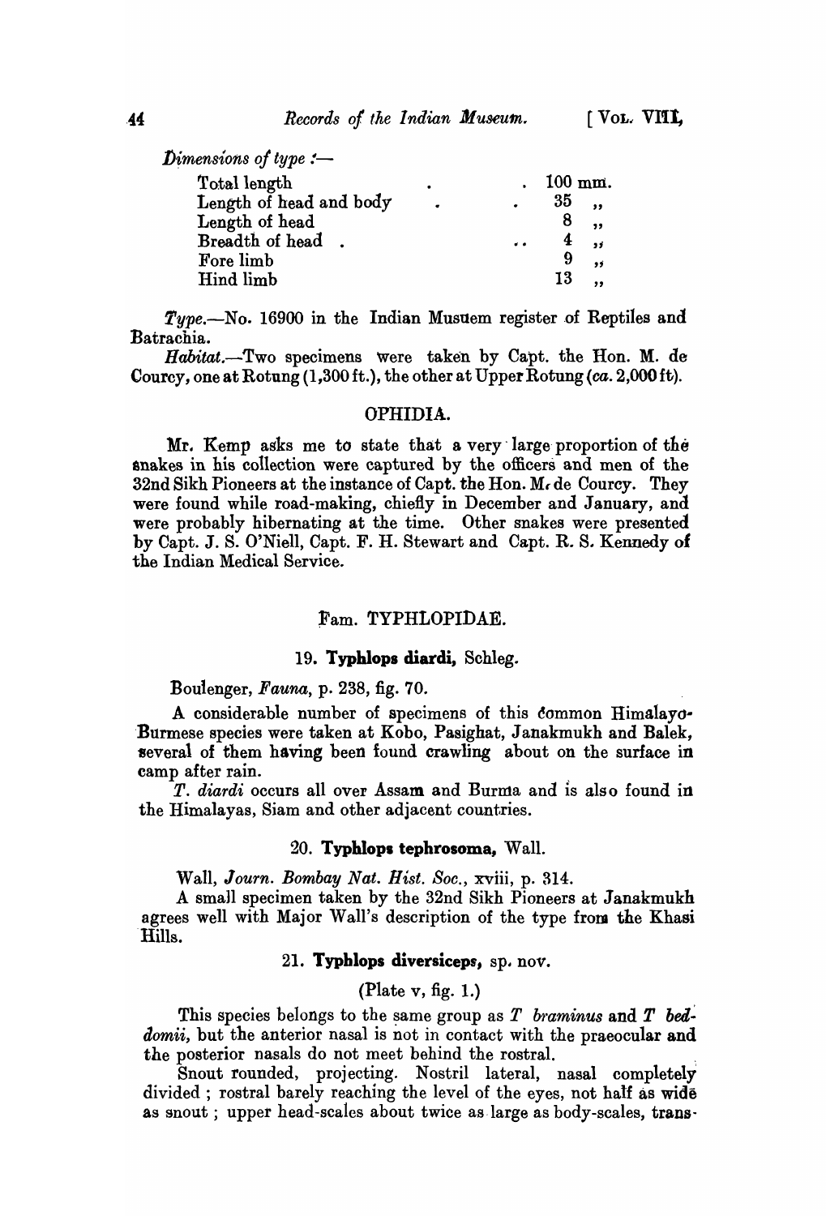*Dimensions of type* :—

| | |
|---|---|
| Total length | 100 mm. |
| Length of head and body | 35 ,, |
| Length of head | 8 ,, |
| Breadth of head | 4 ,, |
| Fore limb | 9 ,, |
| Hind limb | 13 ,, |

*Type*.—No. 16900 in the Indian Musuem register of Reptiles and Batrachia.

*Habitat*.—Two specimens were taken by Capt. the Hon. M. de Courcy, one at Rotung (1,300 ft.), the other at Upper Rotung (*ca*. 2,000 ft).

## OPHIDIA.

Mr. Kemp asks me to state that a very large proportion of the snakes in his collection were captured by the officers and men of the 32nd Sikh Pioneers at the instance of Capt. the Hon. M. de Courcy. They were found while road-making, chiefly in December and January, and were probably hibernating at the time. Other snakes were presented by Capt. J. S. O'Niell, Capt. F. H. Stewart and Capt. R. S. Kennedy of the Indian Medical Service.

### Fam. TYPHLOPIDAE.

#### 19. **Typhlops diardi**, Schleg.

Boulenger, *Fauna*, p. 238, fig. 70.

A considerable number of specimens of this common Himalayo-Burmese species were taken at Kobo, Pasighat, Janakmukh and Balek, several of them having been found crawling about on the surface in camp after rain.

*T. diardi* occurs all over Assam and Burma and is also found in the Himalayas, Siam and other adjacent countries.

#### 20. **Typhlops tephrosoma**, Wall.

Wall, *Journ. Bombay Nat. Hist. Soc.*, xviii, p. 314.

A small specimen taken by the 32nd Sikh Pioneers at Janakmukh agrees well with Major Wall's description of the type from the Khasi Hills.

#### 21. **Typhlops diversiceps**, sp. nov.

(Plate v, fig. 1.)

This species belongs to the same group as *T braminus* and *T beddomii*, but the anterior nasal is not in contact with the praeocular and the posterior nasals do not meet behind the rostral.

Snout rounded, projecting. Nostril lateral, nasal completely divided ; rostral barely reaching the level of the eyes, not half as wide as snout ; upper head-scales about twice as large as body-scales, trans-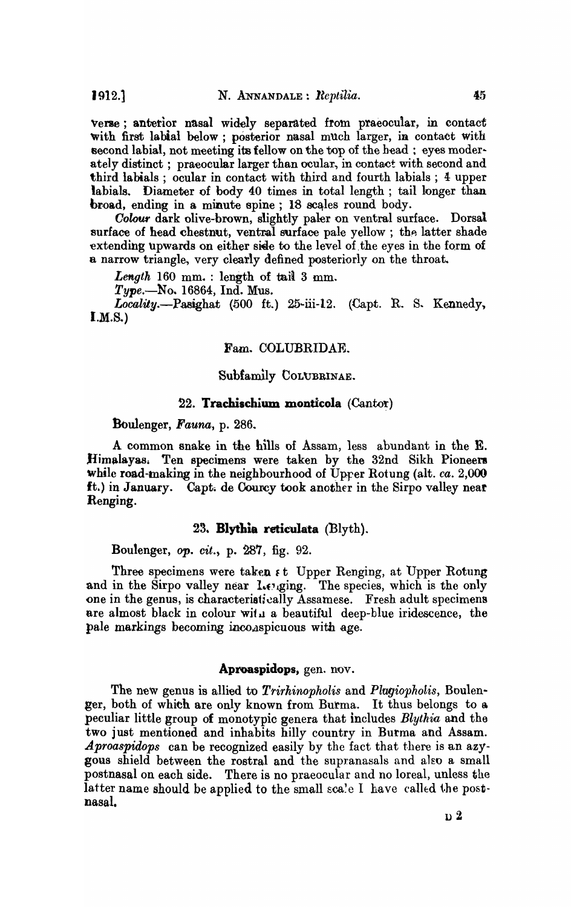verse; anterior nasal widely separated from praeocular, in contact with first labial below; posterior nasal much larger, in contact with second labial, not meeting its fellow on the top of the head; eyes moderately distinct; praeocular larger than ocular, in contact with second and third labials; ocular in contact with third and fourth labials; 4 upper labials. Diameter of body 40 times in total length; tail longer than broad, ending in a minute spine; 18 scales round body.

*Colour* dark olive-brown, slightly paler on ventral surface. Dorsal surface of head chestnut, ventral surface pale yellow; the latter shade extending upwards on either side to the level of the eyes in the form of a narrow triangle, very clearly defined posteriorly on the throat.

*Length* 160 mm.: length of tail 3 mm.

*Type*.—No. 16864, Ind. Mus.

*Locality*.—Pasighat (500 ft.) 25-iii-12. (Capt. R. S. Kennedy, I.M.S.)

## Fam. COLUBRIDAE.

### Subfamily COLUBRINAE.

#### 22. **Trachischium monticola** (Cantor)

Boulenger, *Fauna*, p. 286.

A common snake in the hills of Assam, less abundant in the E. Himalayas. Ten specimens were taken by the 32nd Sikh Pioneers while road-making in the neighbourhood of Upper Rotung (alt. *ca.* 2,000 ft.) in January. Capt. de Courcy took another in the Sirpo valley near Renging.

#### 23. **Blythia reticulata** (Blyth).

Boulenger, *op. cit.*, p. 287, fig. 92.

Three specimens were taken at Upper Renging, at Upper Rotung and in the Sirpo valley near Renging. The species, which is the only one in the genus, is characteristically Assamese. Fresh adult specimens are almost black in colour with a beautiful deep-blue iridescence, the pale markings becoming inconspicuous with age.

#### **Aproaspidops**, gen. nov.

The new genus is allied to *Trirhinopholis* and *Plagiopholis*, Boulenger, both of which are only known from Burma. It thus belongs to a peculiar little group of monotypic genera that includes *Blythia* and the two just mentioned and inhabits hilly country in Burma and Assam. *Aproaspidops* can be recognized easily by the fact that there is an azygous shield between the rostral and the supranasals and also a small postnasal on each side. There is no praeocular and no loreal, unless the latter name should be applied to the small scale I have called the postnasal.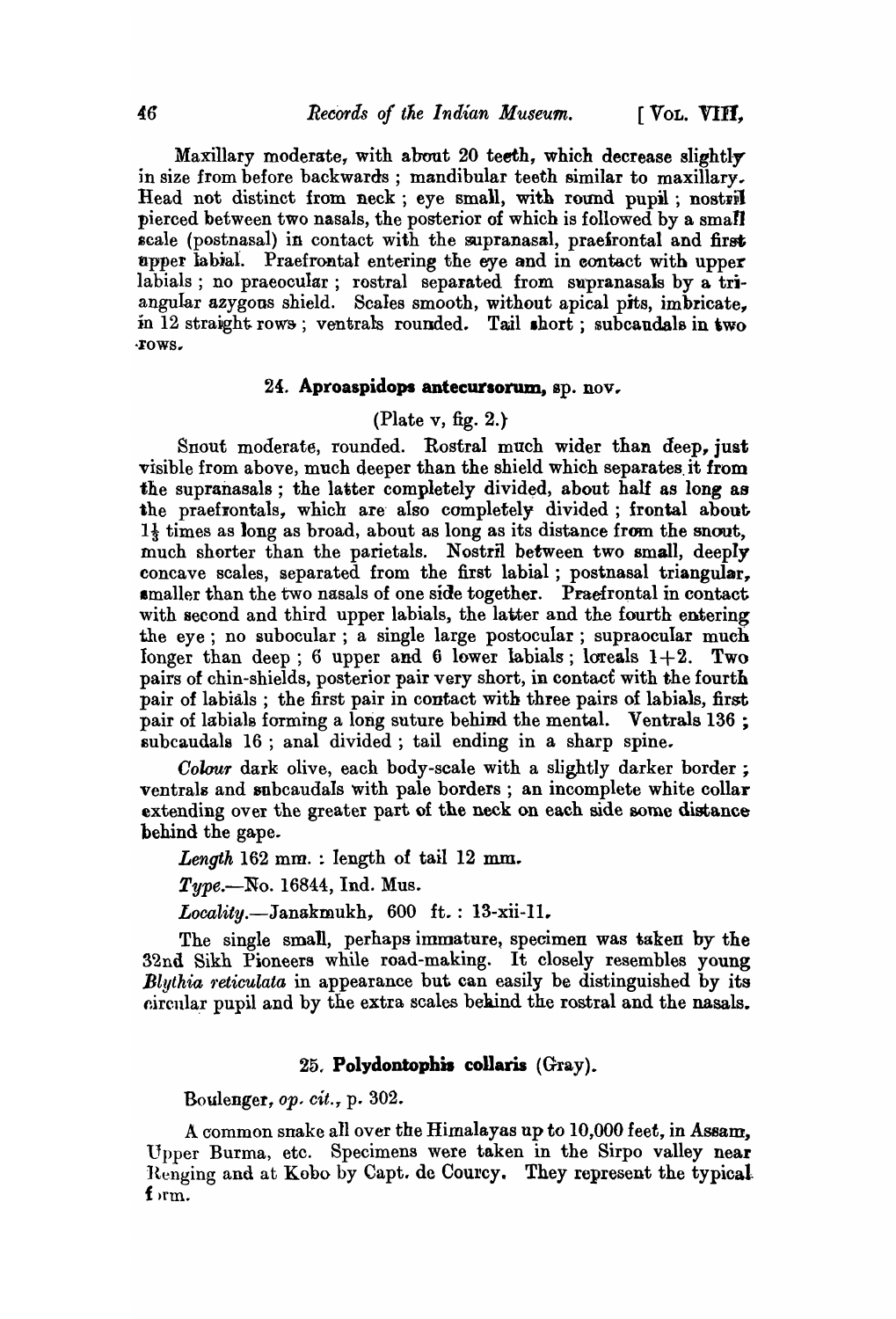Maxillary moderate, with about 20 teeth, which decrease slightly in size from before backwards; mandibular teeth similar to maxillary. Head not distinct from neck; eye small, with round pupil; nostril pierced between two nasals, the posterior of which is followed by a small scale (postnasal) in contact with the supranasal, praefrontal and first upper labial. Praefrontal entering the eye and in contact with upper labials; no praeocular; rostral separated from supranasals by a triangular azygous shield. Scales smooth, without apical pits, imbricate, in 12 straight rows; ventrals rounded. Tail short; subcaudals in two rows.

### 24. **Aproaspidops antecursorum**, sp. nov.

(Plate v, fig. 2.)

Snout moderate, rounded. Rostral much wider than deep, just visible from above, much deeper than the shield which separates it from the supranasals; the latter completely divided, about half as long as the praefrontals, which are also completely divided; frontal about $1\frac{1}{3}$ times as long as broad, about as long as its distance from the snout, much shorter than the parietals. Nostril between two small, deeply concave scales, separated from the first labial; postnasal triangular, smaller than the two nasals of one side together. Praefrontal in contact with second and third upper labials, the latter and the fourth entering the eye; no subocular; a single large postocular; supraocular much longer than deep; 6 upper and 6 lower labials; loreals 1+2. Two pairs of chin-shields, posterior pair very short, in contact with the fourth pair of labials; the first pair in contact with three pairs of labials, first pair of labials forming a long suture behind the mental. Ventrals 136; subcaudals 16; anal divided; tail ending in a sharp spine.

*Colour* dark olive, each body-scale with a slightly darker border; ventrals and subcaudals with pale borders; an incomplete white collar extending over the greater part of the neck on each side some distance behind the gape.

*Length* 162 mm.: length of tail 12 mm.

*Type*.—No. 16844, Ind. Mus.

*Locality*.—Janakmukh, 600 ft.: 13-xii-11.

The single small, perhaps immature, specimen was taken by the 32nd Sikh Pioneers while road-making. It closely resembles young *Blythia reticulata* in appearance but can easily be distinguished by its circular pupil and by the extra scales behind the rostral and the nasals.

### 25. **Polydontophis collaris** (Gray).

Boulenger, *op. cit.*, p. 302.

A common snake all over the Himalayas up to 10,000 feet, in Assam, Upper Burma, etc. Specimens were taken in the Sirpo valley near Renging and at Kobo by Capt. de Courcy. They represent the typical form.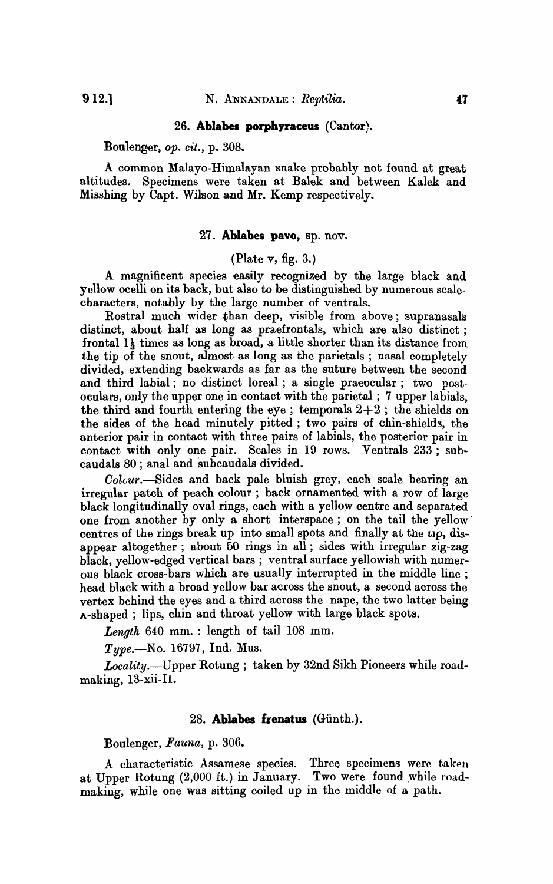### 26. **Ablabes porphyraceus** (Cantor).

Boulenger, *op. cit.*, p. 308.

A common Malayo-Himalayan snake probably not found at great altitudes. Specimens were taken at Balek and between Kalek and Misshing by Capt. Wilson and Mr. Kemp respectively.

### 27. **Ablabes pavo**, sp. nov.

(Plate v, fig. 3.)

A magnificent species easily recognized by the large black and yellow ocelli on its back, but also to be distinguished by numerous scale-characters, notably by the large number of ventrals.

Rostral much wider than deep, visible from above; supranasals distinct, about half as long as praefrontals, which are also distinct; frontal $1\frac{1}{3}$ times as long as broad, a little shorter than its distance from the tip of the snout, almost as long as the parietals; nasal completely divided, extending backwards as far as the suture between the second and third labial; no distinct loreal; a single praeocular; two postoculars, only the upper one in contact with the parietal; 7 upper labials, the third and fourth entering the eye; temporals 2+2; the shields on the sides of the head minutely pitted; two pairs of chin-shields, the anterior pair in contact with three pairs of labials, the posterior pair in contact with only one pair. Scales in 19 rows. Ventrals 233; subcaudals 80; anal and subcaudals divided.

*Colour.*—Sides and back pale bluish grey, each scale bearing an irregular patch of peach colour; back ornamented with a row of large black longitudinally oval rings, each with a yellow centre and separated one from another by only a short interspace; on the tail the yellow centres of the rings break up into small spots and finally at the tip, disappear altogether; about 50 rings in all; sides with irregular zig-zag black, yellow-edged vertical bars; ventral surface yellowish with numerous black cross-bars which are usually interrupted in the middle line; head black with a broad yellow bar across the snout, a second across the vertex behind the eyes and a third across the nape, the two latter being ʌ-shaped; lips, chin and throat yellow with large black spots.

*Length* 640 mm.: length of tail 108 mm.

*Type.*—No. 16797, Ind. Mus.

*Locality.*—Upper Rotung; taken by 32nd Sikh Pioneers while road-making, 13-xii-11.

### 28. **Ablabes frenatus** (Günth.).

Boulenger, *Fauna*, p. 306.

A characteristic Assamese species. Three specimens were taken at Upper Rotung (2,000 ft.) in January. Two were found while road-making, while one was sitting coiled up in the middle of a path.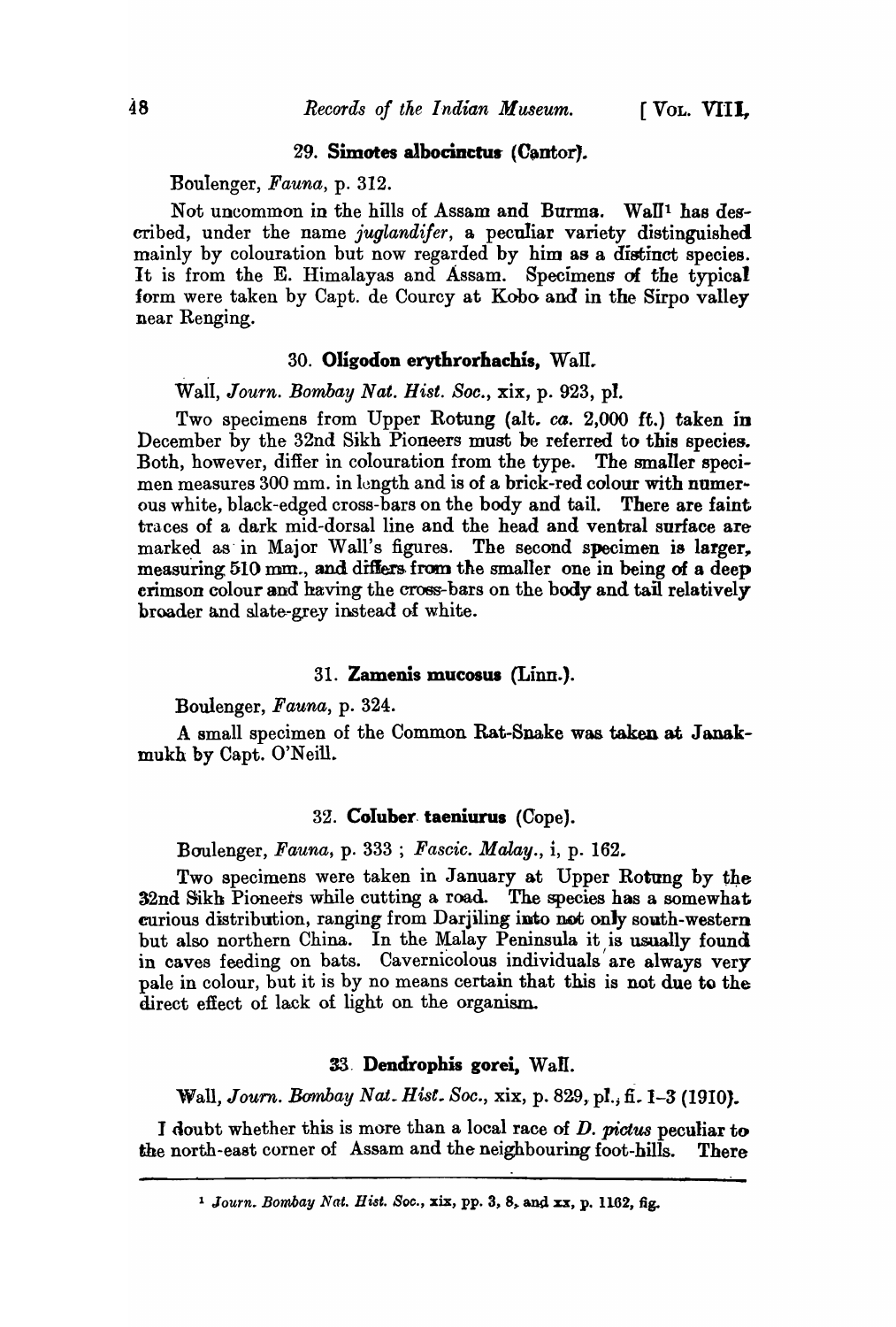### 29. **Simotes albocinctus** (Cantor).

Boulenger, *Fauna*, p. 312.

Not uncommon in the hills of Assam and Burma. Wall[1] has described, under the name *juglandifer*, a peculiar variety distinguished mainly by colouration but now regarded by him as a distinct species. It is from the E. Himalayas and Assam. Specimens of the typical form were taken by Capt. de Courcy at Kobo and in the Sirpo valley near Renging.

### 30. **Oligodon erythrorhachis**, Wall.

Wall, *Journ. Bombay Nat. Hist. Soc.*, xix, p. 923, pl.

Two specimens from Upper Rotung (alt. *ca.* 2,000 ft.) taken in December by the 32nd Sikh Pioneers must be referred to this species. Both, however, differ in colouration from the type. The smaller specimen measures 300 mm. in length and is of a brick-red colour with numerous white, black-edged cross-bars on the body and tail. There are faint traces of a dark mid-dorsal line and the head and ventral surface are marked as in Major Wall's figures. The second specimen is larger, measuring 510 mm., and differs from the smaller one in being of a deep crimson colour and having the cross-bars on the body and tail relatively broader and slate-grey instead of white.

### 31. **Zamenis mucosus** (Linn.).

Boulenger, *Fauna*, p. 324.

A small specimen of the Common Rat-Snake was taken at Janakmukh by Capt. O'Neill.

### 32. **Coluber taeniurus** (Cope).

Boulenger, *Fauna*, p. 333 ; *Fascic. Malay.*, i, p. 162.

Two specimens were taken in January at Upper Rotung by the 32nd Sikh Pioneers while cutting a road. The species has a somewhat curious distribution, ranging from Darjiling into not only south-western but also northern China. In the Malay Peninsula it is usually found in caves feeding on bats. Cavernicolous individuals are always very pale in colour, but it is by no means certain that this is not due to the direct effect of lack of light on the organism.

### 33. **Dendrophis gorei**, Wall.

Wall, *Journ. Bombay Nat. Hist. Soc.*, xix, p. 829, pl., fi. 1–3 (1910).

I doubt whether this is more than a local race of *D. pictus* peculiar to the north-east corner of Assam and the neighbouring foot-hills. There

---

[1] *Journ. Bombay Nat. Hist. Soc.*, xix, pp. 3, 8, and xx, p. 1162, fig.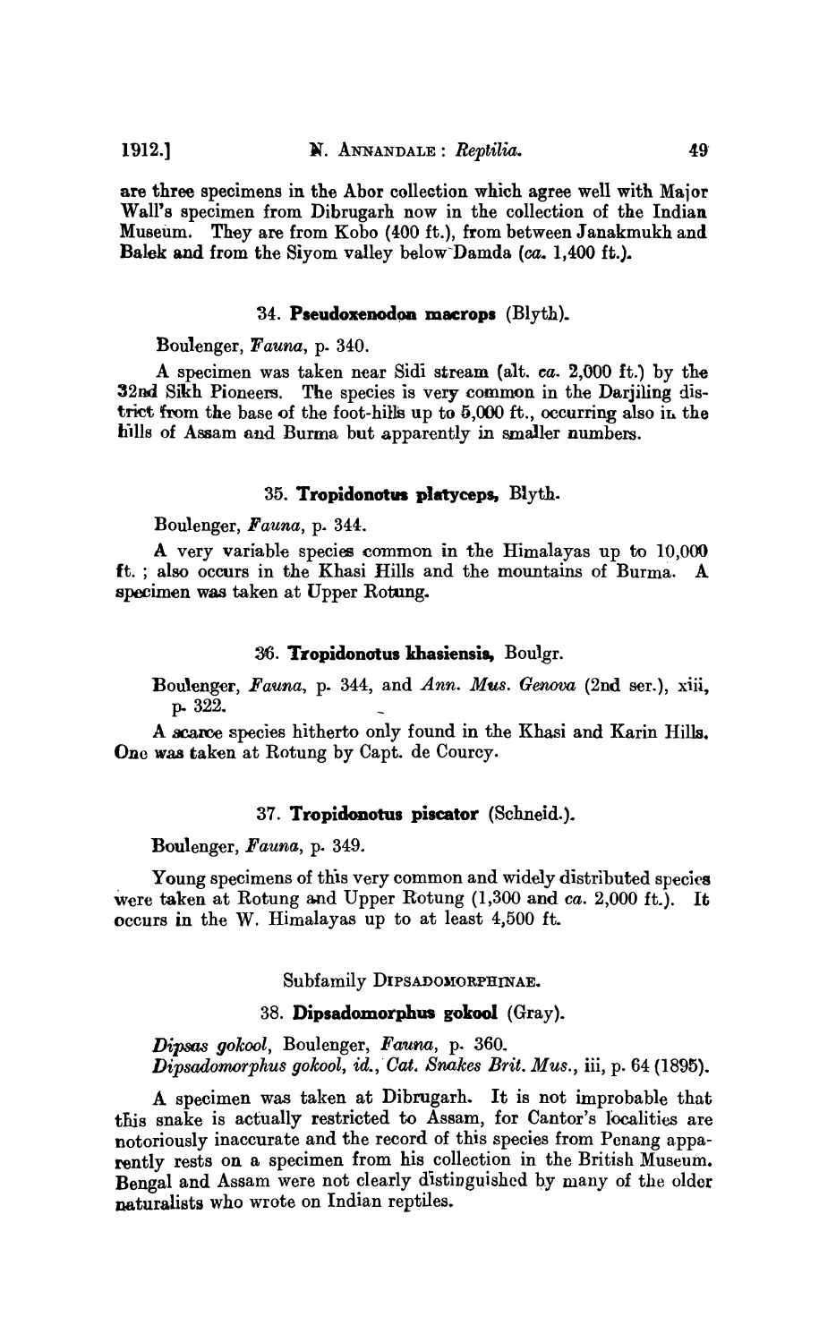are three specimens in the Abor collection which agree well with Major Wall's specimen from Dibrugarh now in the collection of the Indian Museum. They are from Kobo (400 ft.), from between Janakmukh and Balek and from the Siyom valley below Damda (*ca.* 1,400 ft.).

### 34. **Pseudoxenodon macrops** (Blyth).

Boulenger, *Fauna*, p. 340.

A specimen was taken near Sidi stream (alt. *ca.* 2,000 ft.) by the 32nd Sikh Pioneers. The species is very common in the Darjiling district from the base of the foot-hills up to 5,000 ft., occurring also in the hills of Assam and Burma but apparently in smaller numbers.

### 35. **Tropidonotus platyceps,** Blyth.

Boulenger, *Fauna*, p. 344.

A very variable species common in the Himalayas up to 10,000 ft.; also occurs in the Khasi Hills and the mountains of Burma. A specimen was taken at Upper Rotung.

### 36. **Tropidonotus khasiensis,** Boulgr.

Boulenger, *Fauna*, p. 344, and *Ann. Mus. Genova* (2nd ser.), xiii, p. 322.

A scarce species hitherto only found in the Khasi and Karin Hills. One was taken at Rotung by Capt. de Courcy.

### 37. **Tropidonotus piscator** (Schneid.).

Boulenger, *Fauna*, p. 349.

Young specimens of this very common and widely distributed species were taken at Rotung and Upper Rotung (1,300 and *ca.* 2,000 ft.). It occurs in the W. Himalayas up to at least 4,500 ft.

## Subfamily Dipsadomorphinae.

### 38. **Dipsadomorphus gokool** (Gray).

*Dipsas gokool*, Boulenger, *Fauna*, p. 360.
*Dipsadomorphus gokool*, *id.*, *Cat. Snakes Brit. Mus.*, iii, p. 64 (1895).

A specimen was taken at Dibrugarh. It is not improbable that this snake is actually restricted to Assam, for Cantor's localities are notoriously inaccurate and the record of this species from Penang apparently rests on a specimen from his collection in the British Museum. Bengal and Assam were not clearly distinguished by many of the older naturalists who wrote on Indian reptiles.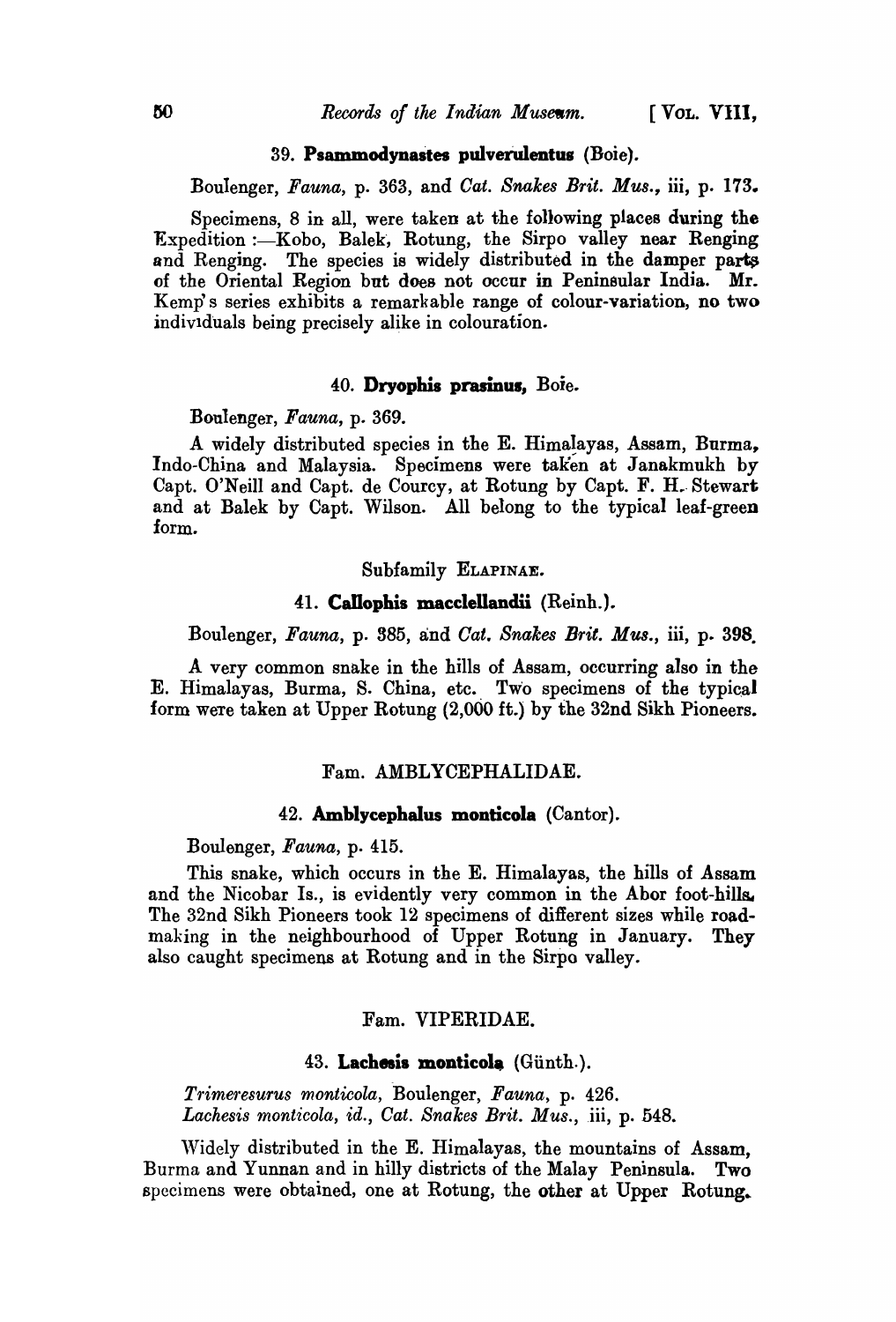### 39. **Psammodynastes pulverulentus** (Boie).

Boulenger, *Fauna*, p. 363, and *Cat. Snakes Brit. Mus.*, iii, p. 173.

Specimens, 8 in all, were taken at the following places during the Expedition :—Kobo, Balek, Rotung, the Sirpo valley near Renging and Renging. The species is widely distributed in the damper parts of the Oriental Region but does not occur in Peninsular India. Mr. Kemp's series exhibits a remarkable range of colour-variation, no two individuals being precisely alike in colouration.

### 40. **Dryophis prasinus,** Boie.

Boulenger, *Fauna*, p. 369.

A widely distributed species in the E. Himalayas, Assam, Burma, Indo-China and Malaysia. Specimens were taken at Janakmukh by Capt. O'Neill and Capt. de Courcy, at Rotung by Capt. F. H. Stewart and at Balek by Capt. Wilson. All belong to the typical leaf-green form.

## Subfamily ELAPINAE.

### 41. **Callophis macclellandii** (Reinh.).

Boulenger, *Fauna*, p. 385, and *Cat. Snakes Brit. Mus.*, iii, p. 398.

A very common snake in the hills of Assam, occurring also in the E. Himalayas, Burma, S. China, etc. Two specimens of the typical form were taken at Upper Rotung (2,000 ft.) by the 32nd Sikh Pioneers.

## Fam. AMBLYCEPHALIDAE.

### 42. **Amblycephalus monticola** (Cantor).

Boulenger, *Fauna*, p. 415.

This snake, which occurs in the E. Himalayas, the hills of Assam and the Nicobar Is., is evidently very common in the Abor foot-hills. The 32nd Sikh Pioneers took 12 specimens of different sizes while road-making in the neighbourhood of Upper Rotung in January. They also caught specimens at Rotung and in the Sirpo valley.

## Fam. VIPERIDAE.

### 43. **Lachesis monticola** (Günth.).

*Trimeresurus monticola*, Boulenger, *Fauna*, p. 426.
*Lachesis monticola*, *id.*, *Cat. Snakes Brit. Mus.*, iii, p. 548.

Widely distributed in the E. Himalayas, the mountains of Assam, Burma and Yunnan and in hilly districts of the Malay Peninsula. Two specimens were obtained, one at Rotung, the other at Upper Rotung.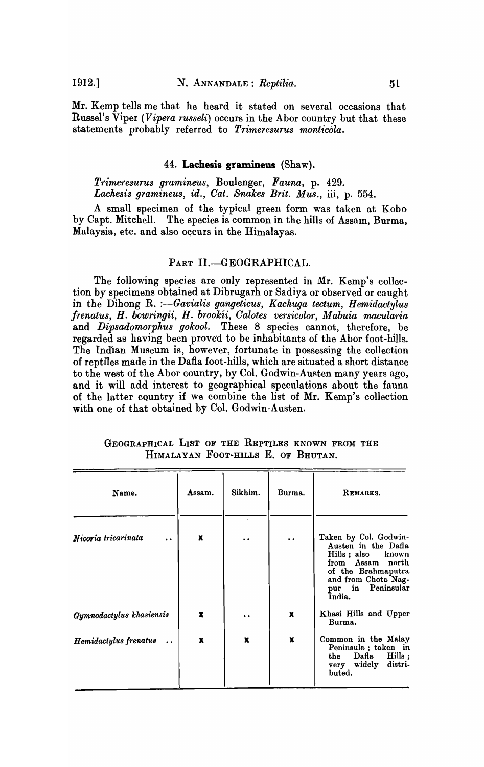Mr. Kemp tells me that he heard it stated on several occasions that Russel's Viper (*Vipera russeli*) occurs in the Abor country but that these statements probably referred to *Trimeresurus monticola*.

### 44. **Lachesis gramineus** (Shaw).

*Trimeresurus gramineus*, Boulenger, *Fauna*, p. 429.
*Lachesis gramineus*, *id.*, *Cat. Snakes Brit. Mus.*, iii, p. 554.

A small specimen of the typical green form was taken at Kobo by Capt. Mitchell. The species is common in the hills of Assam, Burma, Malaysia, etc. and also occurs in the Himalayas.

## PART II.—GEOGRAPHICAL.

The following species are only represented in Mr. Kemp's collection by specimens obtained at Dibrugarh or Sadiya or observed or caught in the Dihong R. :—*Gavialis gangeticus*, *Kachuga tectum*, *Hemidactylus frenatus*, *H. bowringii*, *H. brookii*, *Calotes versicolor*, *Mabuia macularia* and *Dipsadomorphus gokool*. These 8 species cannot, therefore, be regarded as having been proved to be inhabitants of the Abor foot-hills. The Indian Museum is, however, fortunate in possessing the collection of reptiles made in the Dafla foot-hills, which are situated a short distance to the west of the Abor country, by Col. Godwin-Austen many years ago, and it will add interest to geographical speculations about the fauna of the latter country if we combine the list of Mr. Kemp's collection with one of that obtained by Col. Godwin-Austen.

GEOGRAPHICAL LIST OF THE REPTILES KNOWN FROM THE HIMALAYAN FOOT-HILLS E. OF BHUTAN.

| Name. | Assam. | Sikhim. | Burma. | REMARKS. |
|---|---|---|---|---|
| *Nicoria tricarinata* .. | x | .. | .. | Taken by Col. Godwin-Austen in the Dafla Hills; also known from Assam north of the Brahmaputra and from Chota Nagpur in Peninsular India. |
| *Gymnodactylus khasiensis* | x | .. | x | Khasi Hills and Upper Burma. |
| *Hemidactylus frenatus* .. | x | x | x | Common in the Malay Peninsula; taken in the Dafla Hills; very widely distributed. |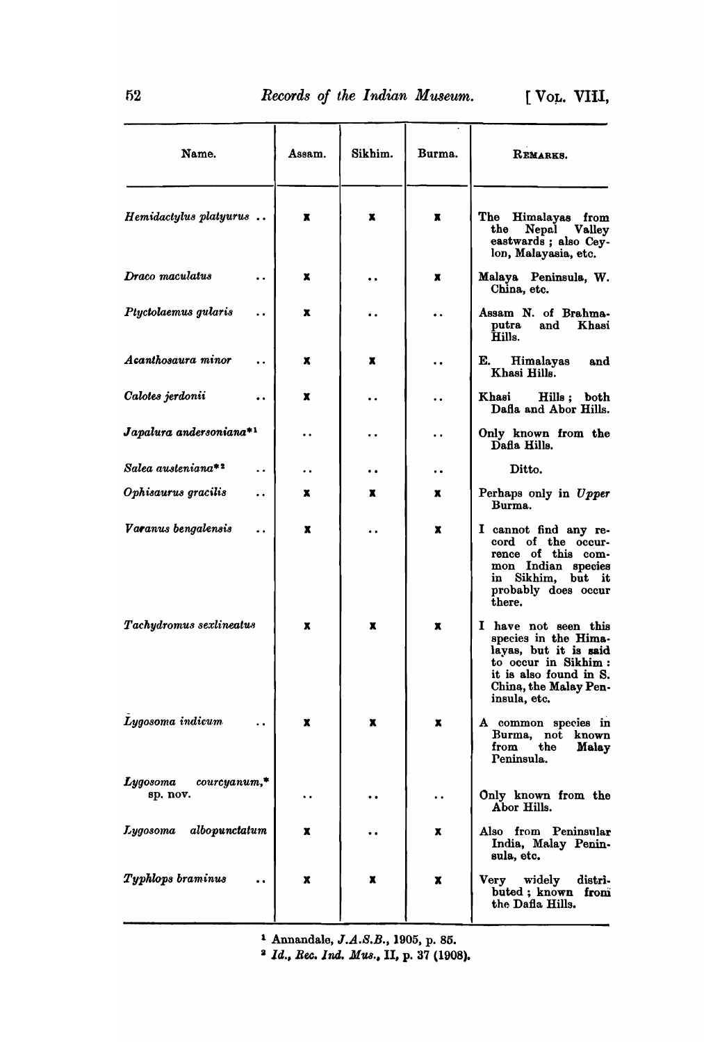| Name. | Assam. | Sikhim. | Burma. | REMARKS. |
|---|---|---|---|---|
| *Hemidactylus platyurus* .. | x | x | x | The Himalayas from the Nepal Valley eastwards ; also Ceylon, Malayasia, etc. |
| *Draco maculatus* .. | x | .. | x | Malaya Peninsula, W. China, etc. |
| *Ptyctolaemus gularis* .. | x | .. | .. | Assam N. of Brahmaputra and Khasi Hills. |
| *Acanthosaura minor* .. | x | x | .. | E. Himalayas and Khasi Hills. |
| *Calotes jerdonii* .. | x | .. | .. | Khasi Hills ; both Dafla and Abor Hills. |
| *Japalura andersoniana*\*[1] | .. | .. | .. | Only known from the Dafla Hills. |
| *Salea austeniana*\*[2] .. | .. | .. | .. | Ditto. |
| *Ophisaurus gracilis* .. | x | x | x | Perhaps only in *Upper* Burma. |
| *Varanus bengalensis* .. | x | .. | x | I cannot find any record of the occurrence of this common Indian species in Sikhim, but it probably does occur there. |
| *Tachydromus sexlineatus* | x | x | x | I have not seen this species in the Himalayas, but it is said to occur in Sikhim : it is also found in S. China, the Malay Peninsula, etc. |
| *Lygosoma indicum* .. | x | x | x | A common species in Burma, not known from the Malay Peninsula. |
| *Lygosoma courcyanum*,\* sp. nov. | .. | .. | .. | Only known from the Abor Hills. |
| *Lygosoma albopunctatum* | x | .. | x | Also from Peninsular India, Malay Peninsula, etc. |
| *Typhlops braminus* .. | x | x | x | Very widely distributed ; known from the Dafla Hills. |

[1] Annandale, *J.A.S.B.*, 1905, p. 85.

[2] *Id., Rec. Ind. Mus.*, II, p. 37 (1908).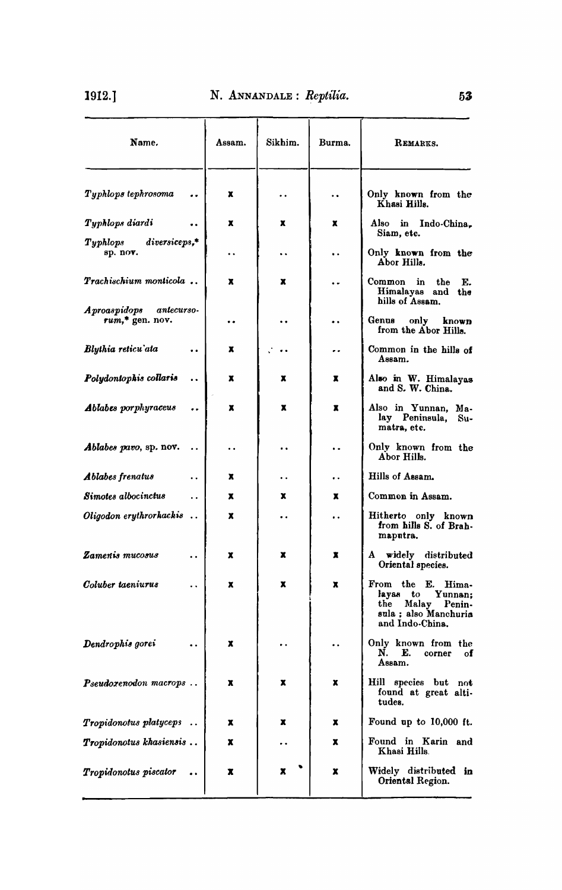| Name. | Assam. | Sikhim. | Burma. | REMARKS. |
| --- | --- | --- | --- | --- |
| *Typhlops tephrosoma* .. | x | .. | .. | Only known from the Khasi Hills. |
| *Typhlops diardi* .. | x | x | x | Also in Indo-China, Siam, etc. |
| *Typhlops diversiceps*,* sp. nov. | .. | .. | .. | Only known from the Abor Hills. |
| *Trachischium monticola* .. | x | x | .. | Common in the E. Himalayas and the hills of Assam. |
| *Aproaspidops antecursorum*,* gen. nov. | .. | .. | .. | Genus only known from the Abor Hills. |
| *Blythia reticulata* .. | x | .. | .. | Common in the hills of Assam. |
| *Polydontophis collaris* .. | x | x | x | Also in W. Himalayas and S. W. China. |
| *Ablabes porphyraceus* .. | x | x | x | Also in Yunnan, Malay Peninsula, Sumatra, etc. |
| *Ablabes pavo*, sp. nov. .. | .. | .. | .. | Only known from the Abor Hills. |
| *Ablabes frenatus* .. | x | .. | .. | Hills of Assam. |
| *Simotes albocinctus* .. | x | x | x | Common in Assam. |
| *Oligodon erythrorhachis* .. | x | .. | .. | Hitherto only known from hills S. of Brahmaputra. |
| *Zamenis mucosus* .. | x | x | x | A widely distributed Oriental species. |
| *Coluber taeniurus* .. | x | x | x | From the E. Himalayas to Yunnan; the Malay Peninsula; also Manchuria and Indo-China. |
| *Dendrophis gorei* .. | x | .. | .. | Only known from the N. E. corner of Assam. |
| *Pseudoxenodon macrops* .. | x | x | x | Hill species but not found at great altitudes. |
| *Tropidonotus platyceps* .. | x | x | x | Found up to 10,000 ft. |
| *Tropidonotus khasiensis* .. | x | .. | x | Found in Karin and Khasi Hills. |
| *Tropidonotus piscator* .. | x | x | x | Widely distributed in Oriental Region. |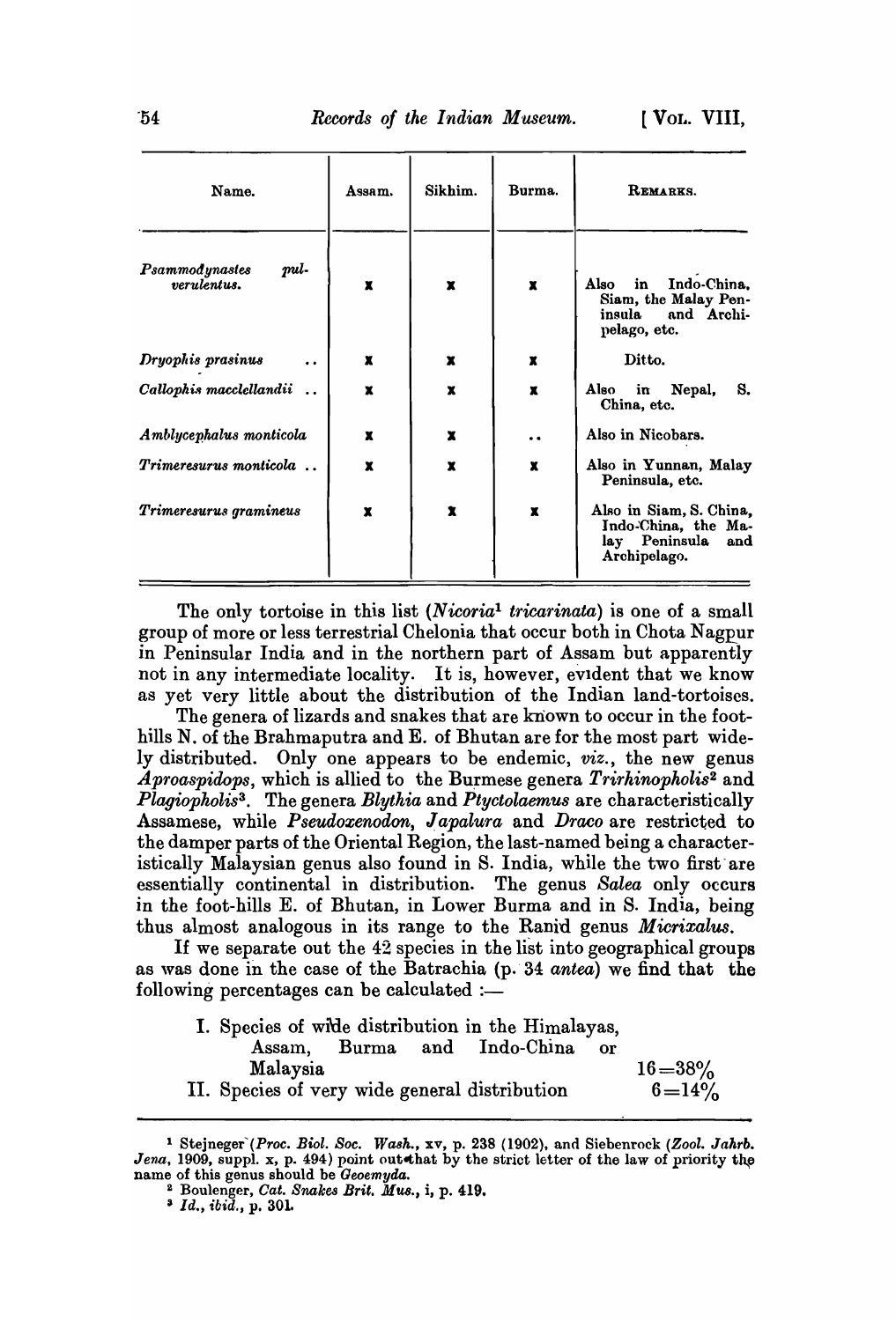| Name. | Assam. | Sikhim. | Burma. | REMARKS. |
|---|---|---|---|---|
| *Psammodynastes pulverulentus.* | x | x | x | Also in Indo-China, Siam, the Malay Peninsula and Archipelago, etc. |
| *Dryophis prasinus* .. | x | x | x | Ditto. |
| *Callophis macclellandii* .. | x | x | x | Also in Nepal, S. China, etc. |
| *Amblycephalus monticola* | x | x | .. | Also in Nicobars. |
| *Trimeresurus monticola* .. | x | x | x | Also in Yunnan, Malay Peninsula, etc. |
| *Trimeresurus gramineus* | x | x | x | Also in Siam, S. China, Indo-China, the Malay Peninsula and Archipelago. |

The only tortoise in this list (*Nicoria*[1] *tricarinata*) is one of a small group of more or less terrestrial Chelonia that occur both in Chota Nagpur in Peninsular India and in the northern part of Assam but apparently not in any intermediate locality. It is, however, evident that we know as yet very little about the distribution of the Indian land-tortoises.

The genera of lizards and snakes that are known to occur in the foot-hills N. of the Brahmaputra and E. of Bhutan are for the most part widely distributed. Only one appears to be endemic, *viz.*, the new genus *Aproaspidops*, which is allied to the Burmese genera *Trirhinopholis*[2] and *Plagiopholis*[3]. The genera *Blythia* and *Ptyctolaemus* are characteristically Assamese, while *Pseudoxenodon*, *Japalura* and *Draco* are restricted to the damper parts of the Oriental Region, the last-named being a characteristically Malaysian genus also found in S. India, while the two first are essentially continental in distribution. The genus *Salea* only occurs in the foot-hills E. of Bhutan, in Lower Burma and in S. India, being thus almost analogous in its range to the Ranid genus *Micrixalus*.

If we separate out the 42 species in the list into geographical groups as was done in the case of the Batrachia (p. 34 *antea*) we find that the following percentages can be calculated :—

| | |
|---|---|
| I. Species of wide distribution in the Himalayas, Assam, Burma and Indo-China or Malaysia | 16=38% |
| II. Species of very wide general distribution | 6=14% |

---

[1] Stejneger (*Proc. Biol. Soc. Wash.*, xv, p. 238 (1902), and Siebenrock (*Zool. Jahrb. Jena*, 1909, suppl. x, p. 494) point out that by the strict letter of the law of priority the name of this genus should be *Geoemyda*.

[2] Boulenger, *Cat. Snakes Brit. Mus.*, i, p. 419.

[3] *Id.*, *ibid.*, p. 301.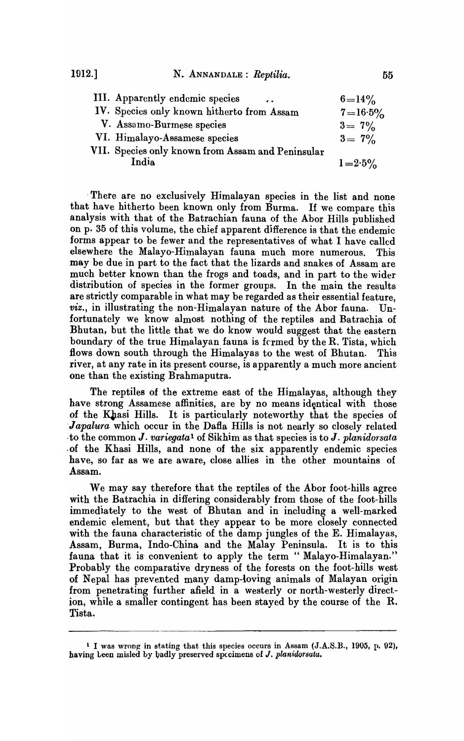| | |
|---|---|
| III. Apparently endemic species .. | 6=14% |
| IV. Species only known hitherto from Assam | 7=16·5% |
| V. Assamo-Burmese species | 3= 7% |
| VI. Himalayo-Assamese species | 3= 7% |
| VII. Species only known from Assam and Peninsular India | 1=2·5% |

There are no exclusively Himalayan species in the list and none that have hitherto been known only from Burma. If we compare this analysis with that of the Batrachian fauna of the Abor Hills published on p. 35 of this volume, the chief apparent difference is that the endemic forms appear to be fewer and the representatives of what I have called elsewhere the Malayo-Himalayan fauna much more numerous. This may be due in part to the fact that the lizards and snakes of Assam are much better known than the frogs and toads, and in part to the wider distribution of species in the former groups. In the main the results are strictly comparable in what may be regarded as their essential feature, *viz.*, in illustrating the non-Himalayan nature of the Abor fauna. Unfortunately we know almost nothing of the reptiles and Batrachia of Bhutan, but the little that we do know would suggest that the eastern boundary of the true Himalayan fauna is formed by the R. Tista, which flows down south through the Himalayas to the west of Bhutan. This river, at any rate in its present course, is apparently a much more ancient one than the existing Brahmaputra.

The reptiles of the extreme east of the Himalayas, although they have strong Assamese affinities, are by no means identical with those of the Khasi Hills. It is particularly noteworthy that the species of *Japalura* which occur in the Dafla Hills is not nearly so closely related to the common *J. variegata*[1] of Sikhim as that species is to *J. planidorsata* of the Khasi Hills, and none of the six apparently endemic species have, so far as we are aware, close allies in the other mountains of Assam.

We may say therefore that the reptiles of the Abor foot-hills agree with the Batrachia in differing considerably from those of the foot-hills immediately to the west of Bhutan and in including a well-marked endemic element, but that they appear to be more closely connected with the fauna characteristic of the damp jungles of the E. Himalayas, Assam, Burma, Indo-China and the Malay Peninsula. It is to this fauna that it is convenient to apply the term "Malayo-Himalayan." Probably the comparative dryness of the forests on the foot-hills west of Nepal has prevented many damp-loving animals of Malayan origin from penetrating further afield in a westerly or north-westerly direction, while a smaller contingent has been stayed by the course of the R. Tista.

---

[1] I was wrong in stating that this species occurs in Assam (J.A.S.B., 1905, p. 92), having been misled by badly preserved specimens of *J. planidorsata.*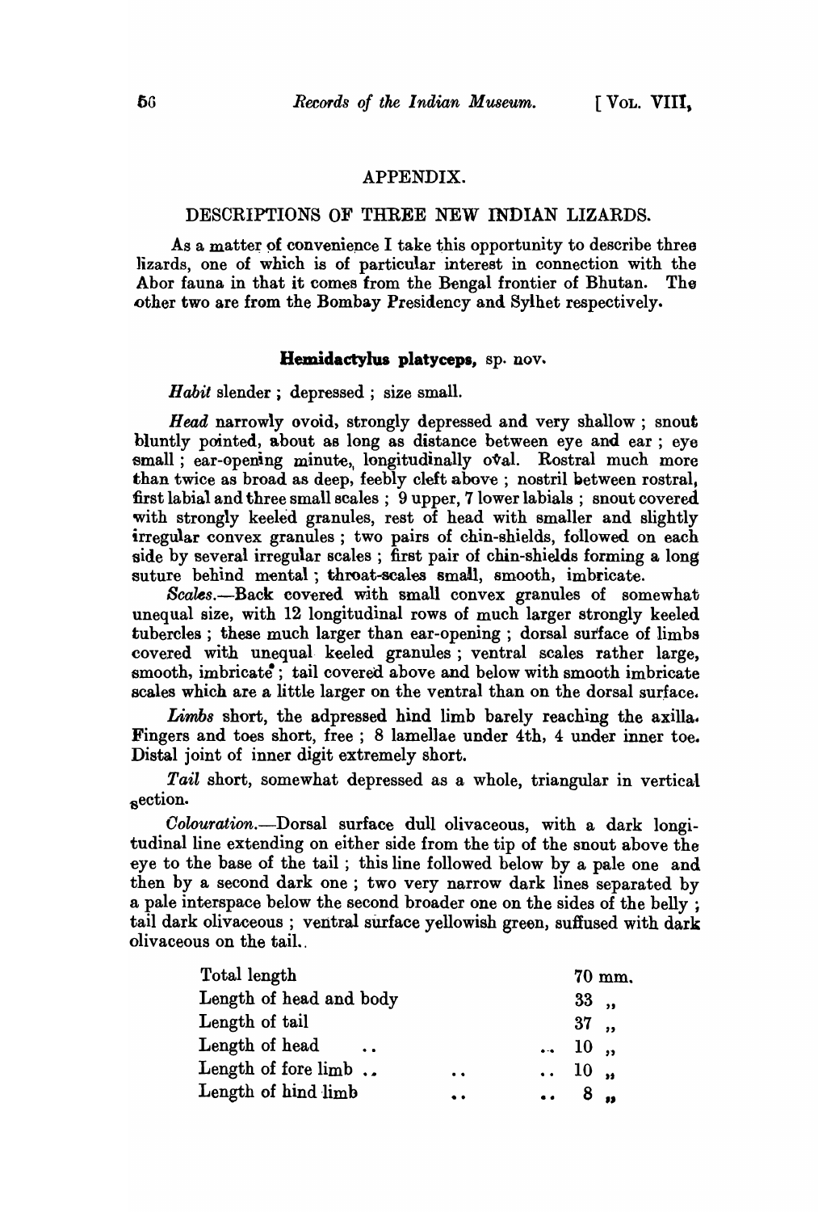## APPENDIX.

### DESCRIPTIONS OF THREE NEW INDIAN LIZARDS.

As a matter of convenience I take this opportunity to describe three lizards, one of which is of particular interest in connection with the Abor fauna in that it comes from the Bengal frontier of Bhutan. The other two are from the Bombay Presidency and Sylhet respectively.

#### **Hemidactylus platyceps**, sp. nov.

*Habit* slender ; depressed ; size small.

*Head* narrowly ovoid, strongly depressed and very shallow ; snout bluntly pointed, about as long as distance between eye and ear ; eye small ; ear-opening minute, longitudinally oval. Rostral much more than twice as broad as deep, feebly cleft above ; nostril between rostral, first labial and three small scales ; 9 upper, 7 lower labials ; snout covered with strongly keeled granules, rest of head with smaller and slightly irregular convex granules ; two pairs of chin-shields, followed on each side by several irregular scales ; first pair of chin-shields forming a long suture behind mental ; throat-scales small, smooth, imbricate.

*Scales*.—Back covered with small convex granules of somewhat unequal size, with 12 longitudinal rows of much larger strongly keeled tubercles ; these much larger than ear-opening ; dorsal surface of limbs covered with unequal keeled granules ; ventral scales rather large, smooth, imbricate ; tail covered above and below with smooth imbricate scales which are a little larger on the ventral than on the dorsal surface.

*Limbs* short, the adpressed hind limb barely reaching the axilla. Fingers and toes short, free ; 8 lamellae under 4th, 4 under inner toe. Distal joint of inner digit extremely short.

*Tail* short, somewhat depressed as a whole, triangular in vertical section.

*Colouration*.—Dorsal surface dull olivaceous, with a dark longitudinal line extending on either side from the tip of the snout above the eye to the base of the tail ; this line followed below by a pale one and then by a second dark one ; two very narrow dark lines separated by a pale interspace below the second broader one on the sides of the belly ; tail dark olivaceous ; ventral surface yellowish green, suffused with dark olivaceous on the tail.

| | |
|---|---|
| Total length | 70 mm. |
| Length of head and body | 33 „ |
| Length of tail | 37 „ |
| Length of head .. | .. 10 „ |
| Length of fore limb .. | .. 10 „ |
| Length of hind limb | .. 8 „ |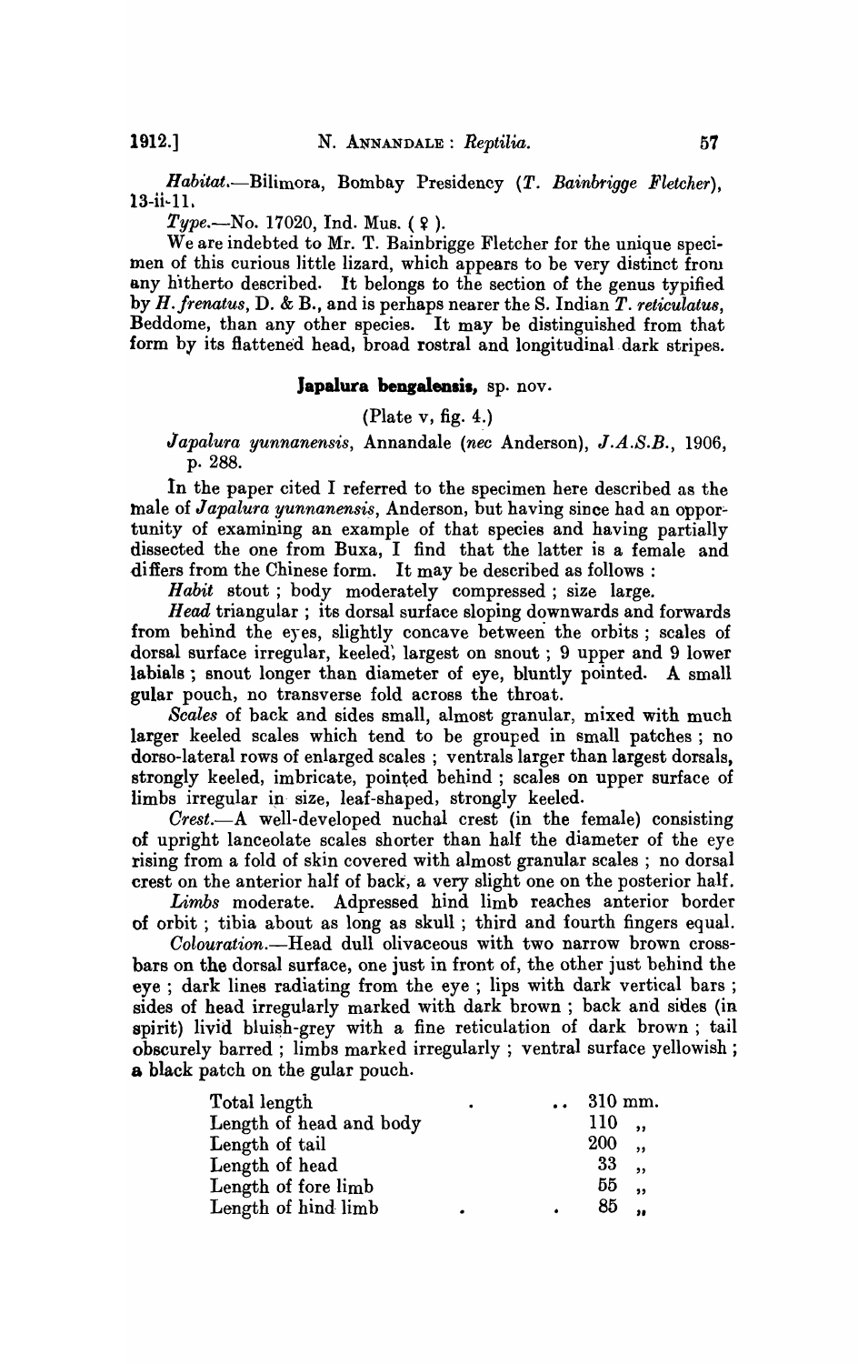*Habitat.*—Bilimora, Bombay Presidency (*T. Bainbrigge Fletcher*), 13-ii-11.

*Type.*—No. 17020, Ind. Mus. (♀).

We are indebted to Mr. T. Bainbrigge Fletcher for the unique specimen of this curious little lizard, which appears to be very distinct from any hitherto described. It belongs to the section of the genus typified by *H. frenatus*, D. & B., and is perhaps nearer the S. Indian *T. reticulatus*, Beddome, than any other species. It may be distinguished from that form by its flattened head, broad rostral and longitudinal dark stripes.

### **Japalura bengalensis**, sp. nov.

(Plate v, fig. 4.)

*Japalura yunnanensis*, Annandale (*nec* Anderson), *J.A.S.B.*, 1906, p. 288.

In the paper cited I referred to the specimen here described as the male of *Japalura yunnanensis*, Anderson, but having since had an opportunity of examining an example of that species and having partially dissected the one from Buxa, I find that the latter is a female and differs from the Chinese form. It may be described as follows :

*Habit* stout ; body moderately compressed ; size large.

*Head* triangular ; its dorsal surface sloping downwards and forwards from behind the eyes, slightly concave between the orbits ; scales of dorsal surface irregular, keeled, largest on snout ; 9 upper and 9 lower labials ; snout longer than diameter of eye, bluntly pointed. A small gular pouch, no transverse fold across the throat.

*Scales* of back and sides small, almost granular, mixed with much larger keeled scales which tend to be grouped in small patches ; no dorso-lateral rows of enlarged scales ; ventrals larger than largest dorsals, strongly keeled, imbricate, pointed behind ; scales on upper surface of limbs irregular in size, leaf-shaped, strongly keeled.

*Crest.*—A well-developed nuchal crest (in the female) consisting of upright lanceolate scales shorter than half the diameter of the eye rising from a fold of skin covered with almost granular scales ; no dorsal crest on the anterior half of back, a very slight one on the posterior half.

*Limbs* moderate. Adpressed hind limb reaches anterior border of orbit ; tibia about as long as skull ; third and fourth fingers equal.

*Colouration.*—Head dull olivaceous with two narrow brown cross-bars on the dorsal surface, one just in front of, the other just behind the eye ; dark lines radiating from the eye ; lips with dark vertical bars ; sides of head irregularly marked with dark brown ; back and sides (in spirit) livid bluish-grey with a fine reticulation of dark brown ; tail obscurely barred ; limbs marked irregularly ; ventral surface yellowish ; a black patch on the gular pouch.

| | |
|---|---|
| Total length | 310 mm. |
| Length of head and body | 110 ,, |
| Length of tail | 200 ,, |
| Length of head | 33 ,, |
| Length of fore limb | 55 ,, |
| Length of hind limb | 85 ,, |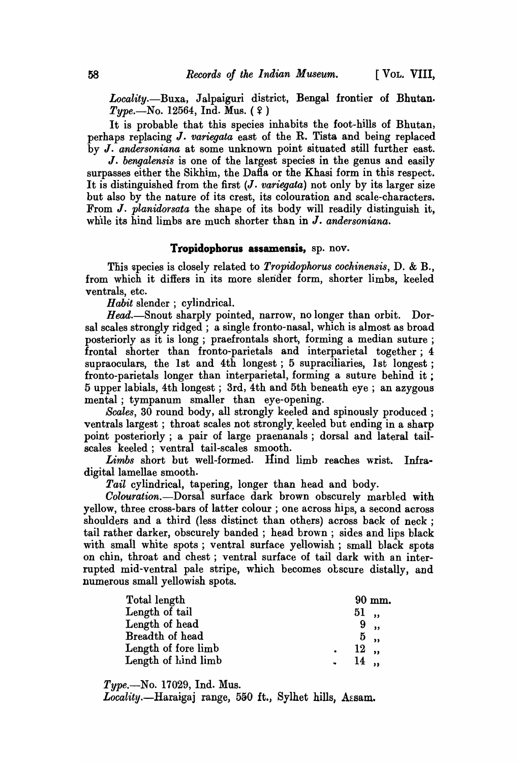*Locality*.—Buxa, Jalpaiguri district, Bengal frontier of Bhutan. *Type*.—No. 12564, Ind. Mus. (♀)

It is probable that this species inhabits the foot-hills of Bhutan, perhaps replacing *J. variegata* east of the R. Tista and being replaced by *J. andersoniana* at some unknown point situated still further east.

*J. bengalensis* is one of the largest species in the genus and easily surpasses either the Sikhim, the Dafla or the Khasi form in this respect. It is distinguished from the first (*J. variegata*) not only by its larger size but also by the nature of its crest, its colouration and scale-characters. From *J. planidorsata* the shape of its body will readily distinguish it, while its hind limbs are much shorter than in *J. andersoniana*.

### **Tropidophorus assamensis**, sp. nov.

This species is closely related to *Tropidophorus cochinensis*, D. & B., from which it differs in its more slender form, shorter limbs, keeled ventrals, etc.

*Habit* slender; cylindrical.

*Head*.—Snout sharply pointed, narrow, no longer than orbit. Dorsal scales strongly ridged; a single fronto-nasal, which is almost as broad posteriorly as it is long; praefrontals short, forming a median suture; frontal shorter than fronto-parietals and interparietal together; 4 supraoculars, the 1st and 4th longest; 5 supraciliaries, 1st longest; fronto-parietals longer than interparietal, forming a suture behind it; 5 upper labials, 4th longest; 3rd, 4th and 5th beneath eye; an azygous mental; tympanum smaller than eye-opening.

*Scales*, 30 round body, all strongly keeled and spinously produced; ventrals largest; throat scales not strongly keeled but ending in a sharp point posteriorly; a pair of large praenanals; dorsal and lateral tail-scales keeled; ventral tail-scales smooth.

*Limbs* short but well-formed. Hind limb reaches wrist. Infra-digital lamellae smooth.

*Tail* cylindrical, tapering, longer than head and body.

*Colouration*.—Dorsal surface dark brown obscurely marbled with yellow, three cross-bars of latter colour; one across hips, a second across shoulders and a third (less distinct than others) across back of neck; tail rather darker, obscurely banded; head brown; sides and lips black with small white spots; ventral surface yellowish; small black spots on chin, throat and chest; ventral surface of tail dark with an interrupted mid-ventral pale stripe, which becomes obscure distally, and numerous small yellowish spots.

| | |
|---|---|
| Total length | 90 mm. |
| Length of tail | 51 ,, |
| Length of head | 9 ,, |
| Breadth of head | 5 ,, |
| Length of fore limb | 12 ,, |
| Length of hind limb | 14 ,, |

*Type*.—No. 17029, Ind. Mus.

*Locality*.—Haraigaj range, 550 ft., Sylhet hills, Assam.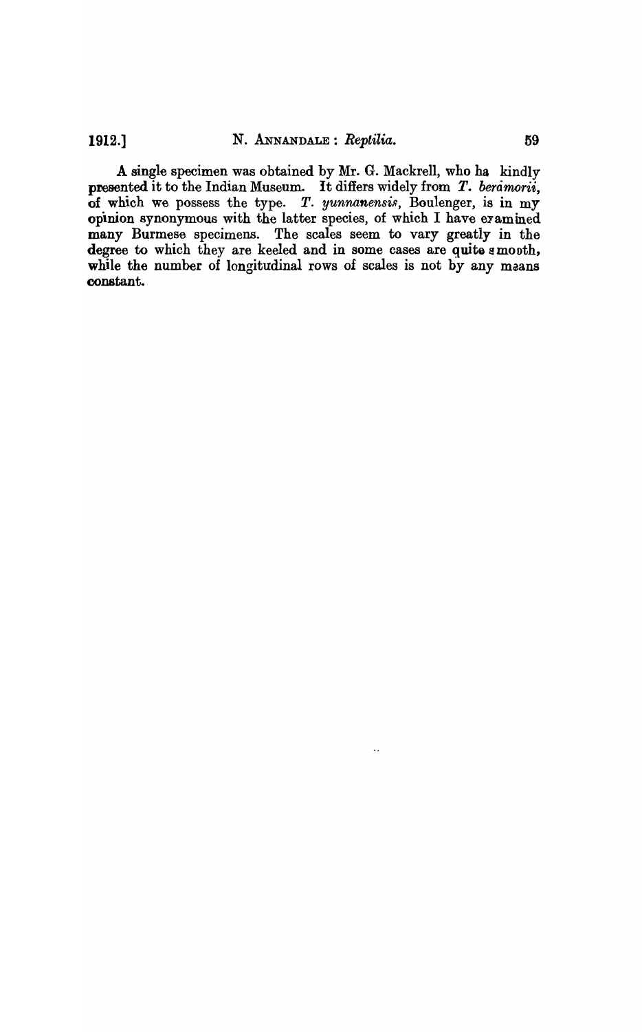A single specimen was obtained by Mr. G. Mackrell, who ha kindly presented it to the Indian Museum. It differs widely from *T. beràmorii*, of which we possess the type. *T. yunnanensis*, Boulenger, is in my opinion synonymous with the latter species, of which I have examined many Burmese specimens. The scales seem to vary greatly in the degree to which they are keeled and in some cases are quite smooth, while the number of longitudinal rows of scales is not by any means constant.